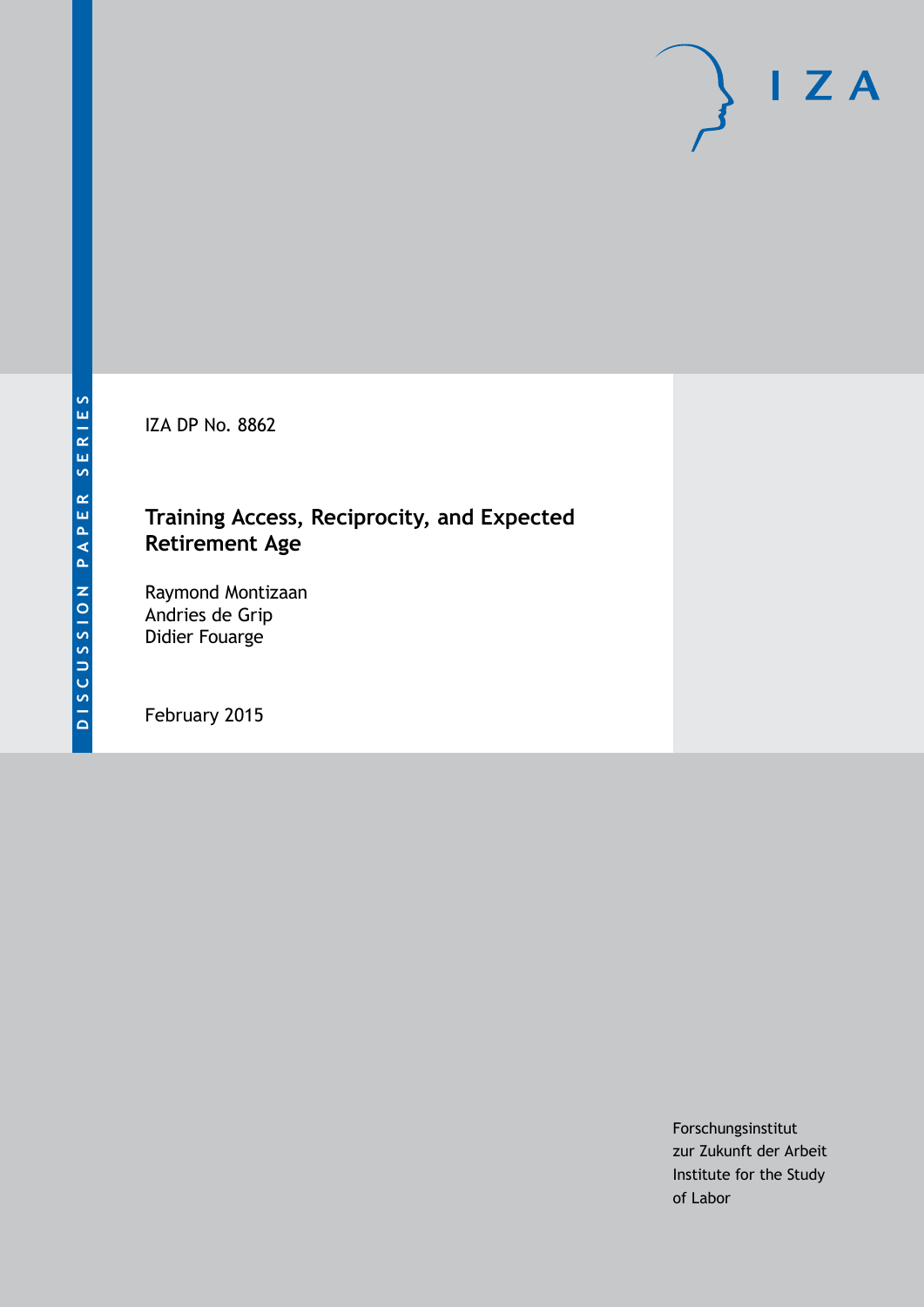DISCUSSION PAPER SERIES

IZA

IZA DP No. 8862

# Training Access, Reciprocity, and Expected Retirement Age

Raymond Montizaan
Andries de Grip
Didier Fouarge

February 2015

Forschungsinstitut
zur Zukunft der Arbeit
Institute for the Study
of Labor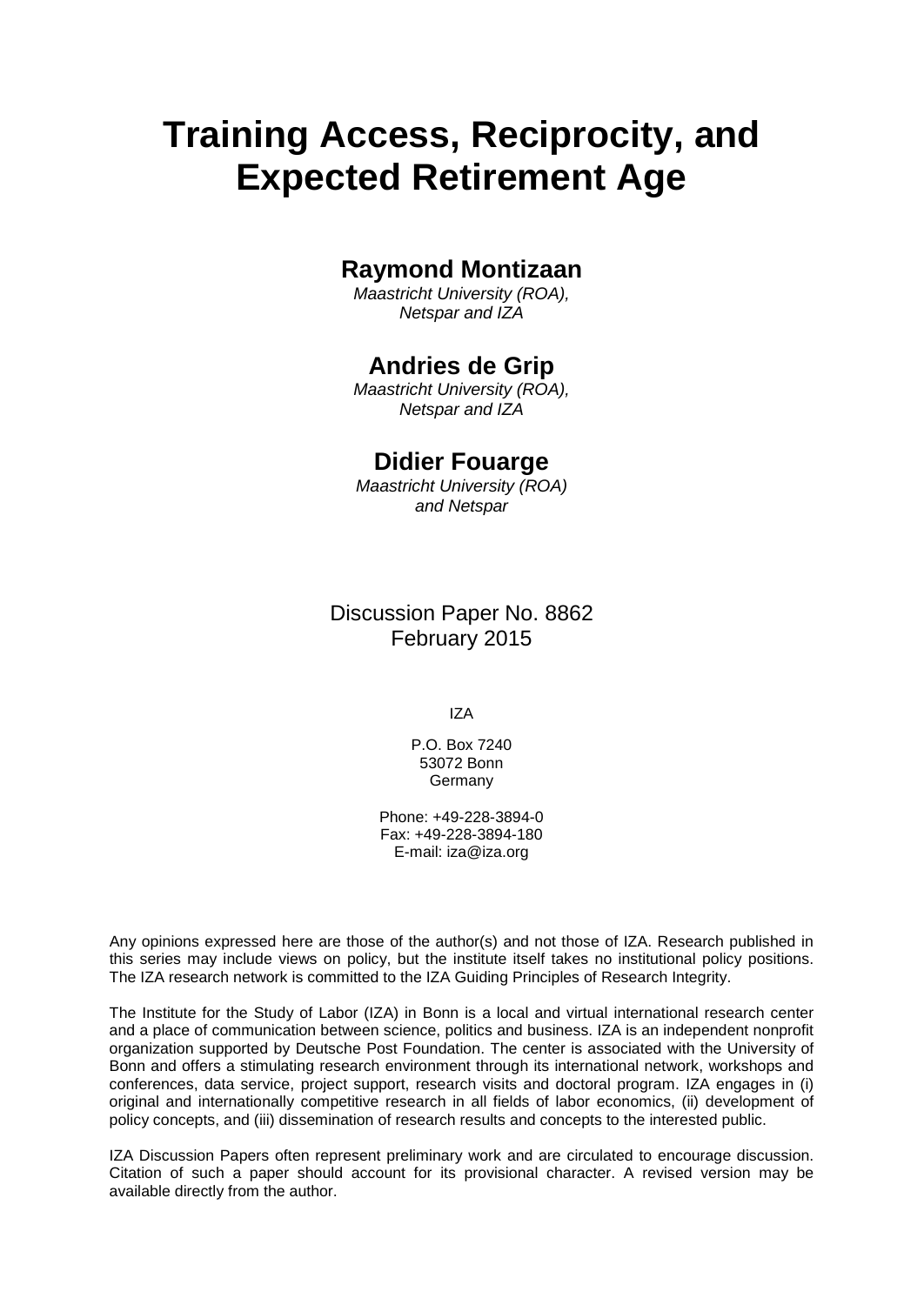# Training Access, Reciprocity, and Expected Retirement Age

## Raymond Montizaan

*Maastricht University (ROA), Netspar and IZA*

## Andries de Grip

*Maastricht University (ROA), Netspar and IZA*

## Didier Fouarge

*Maastricht University (ROA) and Netspar*

Discussion Paper No. 8862
February 2015

IZA

P.O. Box 7240
53072 Bonn
Germany

Phone: +49-228-3894-0
Fax: +49-228-3894-180
E-mail: iza@iza.org

Any opinions expressed here are those of the author(s) and not those of IZA. Research published in this series may include views on policy, but the institute itself takes no institutional policy positions. The IZA research network is committed to the IZA Guiding Principles of Research Integrity.

The Institute for the Study of Labor (IZA) in Bonn is a local and virtual international research center and a place of communication between science, politics and business. IZA is an independent nonprofit organization supported by Deutsche Post Foundation. The center is associated with the University of Bonn and offers a stimulating research environment through its international network, workshops and conferences, data service, project support, research visits and doctoral program. IZA engages in (i) original and internationally competitive research in all fields of labor economics, (ii) development of policy concepts, and (iii) dissemination of research results and concepts to the interested public.

IZA Discussion Papers often represent preliminary work and are circulated to encourage discussion. Citation of such a paper should account for its provisional character. A revised version may be available directly from the author.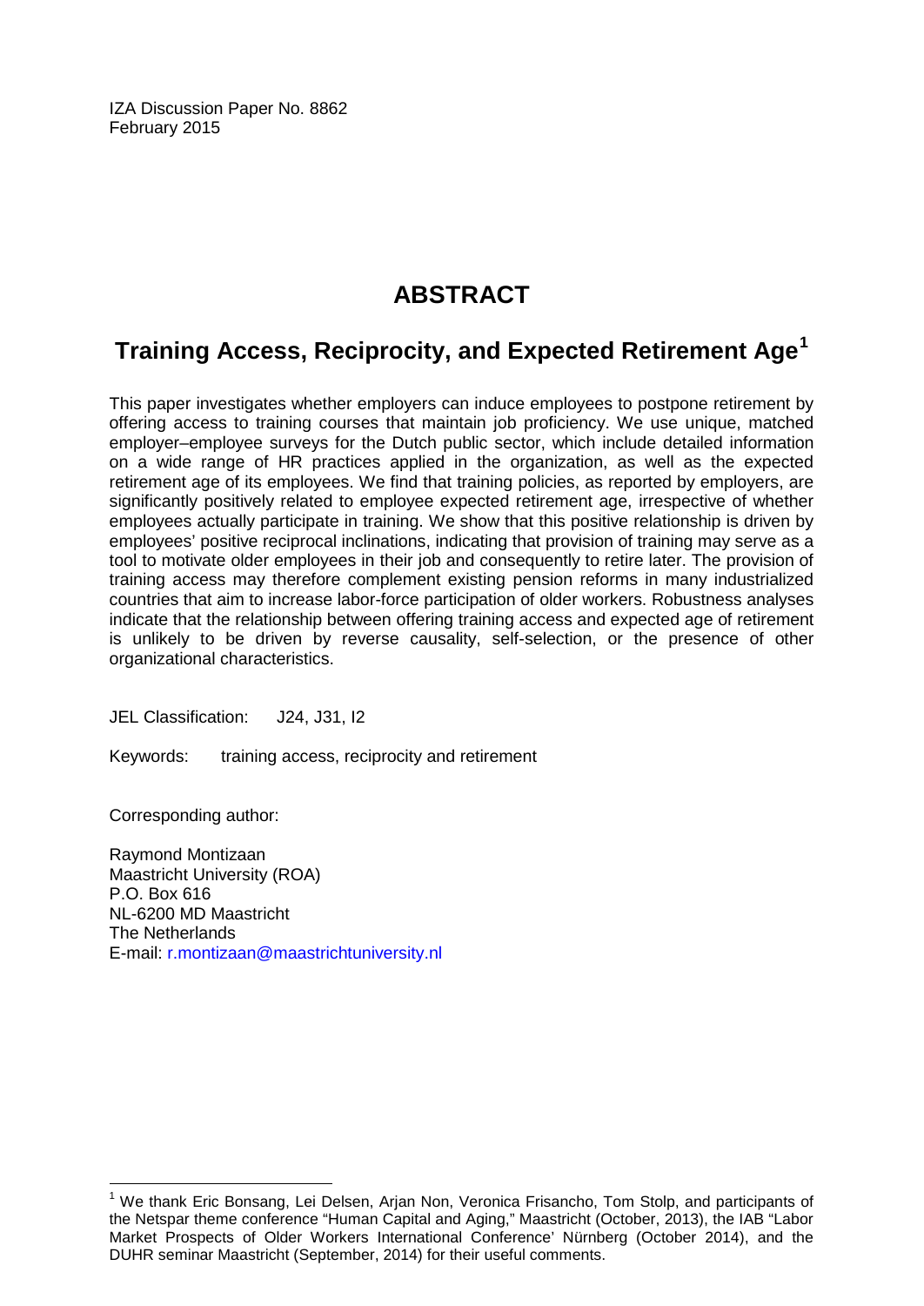IZA Discussion Paper No. 8862
February 2015

# ABSTRACT

## Training Access, Reciprocity, and Expected Retirement Age[1]

This paper investigates whether employers can induce employees to postpone retirement by offering access to training courses that maintain job proficiency. We use unique, matched employer–employee surveys for the Dutch public sector, which include detailed information on a wide range of HR practices applied in the organization, as well as the expected retirement age of its employees. We find that training policies, as reported by employers, are significantly positively related to employee expected retirement age, irrespective of whether employees actually participate in training. We show that this positive relationship is driven by employees' positive reciprocal inclinations, indicating that provision of training may serve as a tool to motivate older employees in their job and consequently to retire later. The provision of training access may therefore complement existing pension reforms in many industrialized countries that aim to increase labor-force participation of older workers. Robustness analyses indicate that the relationship between offering training access and expected age of retirement is unlikely to be driven by reverse causality, self-selection, or the presence of other organizational characteristics.

JEL Classification: J24, J31, I2

Keywords: training access, reciprocity and retirement

Corresponding author:

Raymond Montizaan
Maastricht University (ROA)
P.O. Box 616
NL-6200 MD Maastricht
The Netherlands
E-mail: r.montizaan@maastrichtuniversity.nl

[1] We thank Eric Bonsang, Lei Delsen, Arjan Non, Veronica Frisancho, Tom Stolp, and participants of the Netspar theme conference "Human Capital and Aging," Maastricht (October, 2013), the IAB "Labor Market Prospects of Older Workers International Conference' Nürnberg (October 2014), and the DUHR seminar Maastricht (September, 2014) for their useful comments.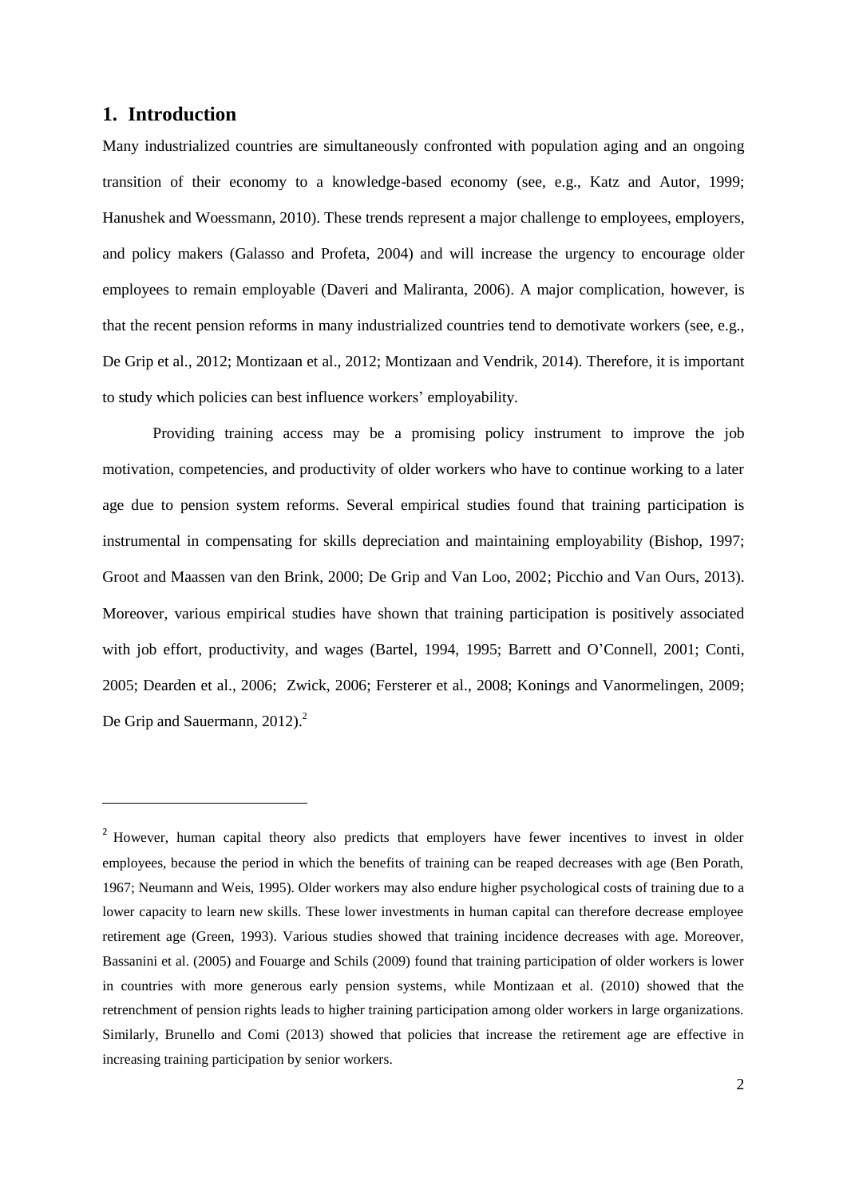## 1. Introduction

Many industrialized countries are simultaneously confronted with population aging and an ongoing transition of their economy to a knowledge-based economy (see, e.g., Katz and Autor, 1999; Hanushek and Woessmann, 2010). These trends represent a major challenge to employees, employers, and policy makers (Galasso and Profeta, 2004) and will increase the urgency to encourage older employees to remain employable (Daveri and Maliranta, 2006). A major complication, however, is that the recent pension reforms in many industrialized countries tend to demotivate workers (see, e.g., De Grip et al., 2012; Montizaan et al., 2012; Montizaan and Vendrik, 2014). Therefore, it is important to study which policies can best influence workers' employability.

Providing training access may be a promising policy instrument to improve the job motivation, competencies, and productivity of older workers who have to continue working to a later age due to pension system reforms. Several empirical studies found that training participation is instrumental in compensating for skills depreciation and maintaining employability (Bishop, 1997; Groot and Maassen van den Brink, 2000; De Grip and Van Loo, 2002; Picchio and Van Ours, 2013). Moreover, various empirical studies have shown that training participation is positively associated with job effort, productivity, and wages (Bartel, 1994, 1995; Barrett and O'Connell, 2001; Conti, 2005; Dearden et al., 2006; Zwick, 2006; Fersterer et al., 2008; Konings and Vanormelingen, 2009; De Grip and Sauermann, 2012).[2]

[2] However, human capital theory also predicts that employers have fewer incentives to invest in older employees, because the period in which the benefits of training can be reaped decreases with age (Ben Porath, 1967; Neumann and Weis, 1995). Older workers may also endure higher psychological costs of training due to a lower capacity to learn new skills. These lower investments in human capital can therefore decrease employee retirement age (Green, 1993). Various studies showed that training incidence decreases with age. Moreover, Bassanini et al. (2005) and Fouarge and Schils (2009) found that training participation of older workers is lower in countries with more generous early pension systems, while Montizaan et al. (2010) showed that the retrenchment of pension rights leads to higher training participation among older workers in large organizations. Similarly, Brunello and Comi (2013) showed that policies that increase the retirement age are effective in increasing training participation by senior workers.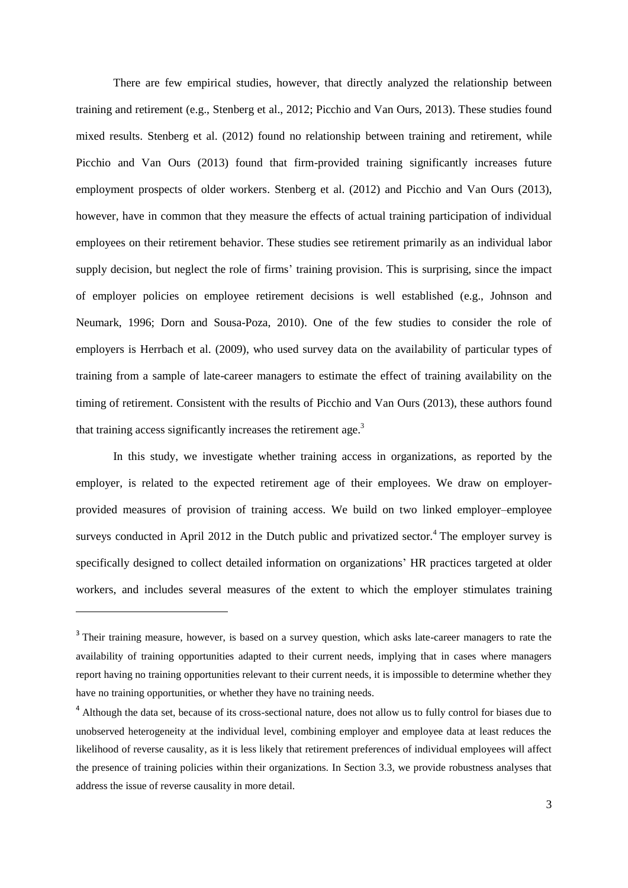There are few empirical studies, however, that directly analyzed the relationship between training and retirement (e.g., Stenberg et al., 2012; Picchio and Van Ours, 2013). These studies found mixed results. Stenberg et al. (2012) found no relationship between training and retirement, while Picchio and Van Ours (2013) found that firm-provided training significantly increases future employment prospects of older workers. Stenberg et al. (2012) and Picchio and Van Ours (2013), however, have in common that they measure the effects of actual training participation of individual employees on their retirement behavior. These studies see retirement primarily as an individual labor supply decision, but neglect the role of firms' training provision. This is surprising, since the impact of employer policies on employee retirement decisions is well established (e.g., Johnson and Neumark, 1996; Dorn and Sousa-Poza, 2010). One of the few studies to consider the role of employers is Herrbach et al. (2009), who used survey data on the availability of particular types of training from a sample of late-career managers to estimate the effect of training availability on the timing of retirement. Consistent with the results of Picchio and Van Ours (2013), these authors found that training access significantly increases the retirement age.[3]

In this study, we investigate whether training access in organizations, as reported by the employer, is related to the expected retirement age of their employees. We draw on employer-provided measures of provision of training access. We build on two linked employer–employee surveys conducted in April 2012 in the Dutch public and privatized sector.[4] The employer survey is specifically designed to collect detailed information on organizations' HR practices targeted at older workers, and includes several measures of the extent to which the employer stimulates training

---

[3] Their training measure, however, is based on a survey question, which asks late-career managers to rate the availability of training opportunities adapted to their current needs, implying that in cases where managers report having no training opportunities relevant to their current needs, it is impossible to determine whether they have no training opportunities, or whether they have no training needs.

[4] Although the data set, because of its cross-sectional nature, does not allow us to fully control for biases due to unobserved heterogeneity at the individual level, combining employer and employee data at least reduces the likelihood of reverse causality, as it is less likely that retirement preferences of individual employees will affect the presence of training policies within their organizations. In Section 3.3, we provide robustness analyses that address the issue of reverse causality in more detail.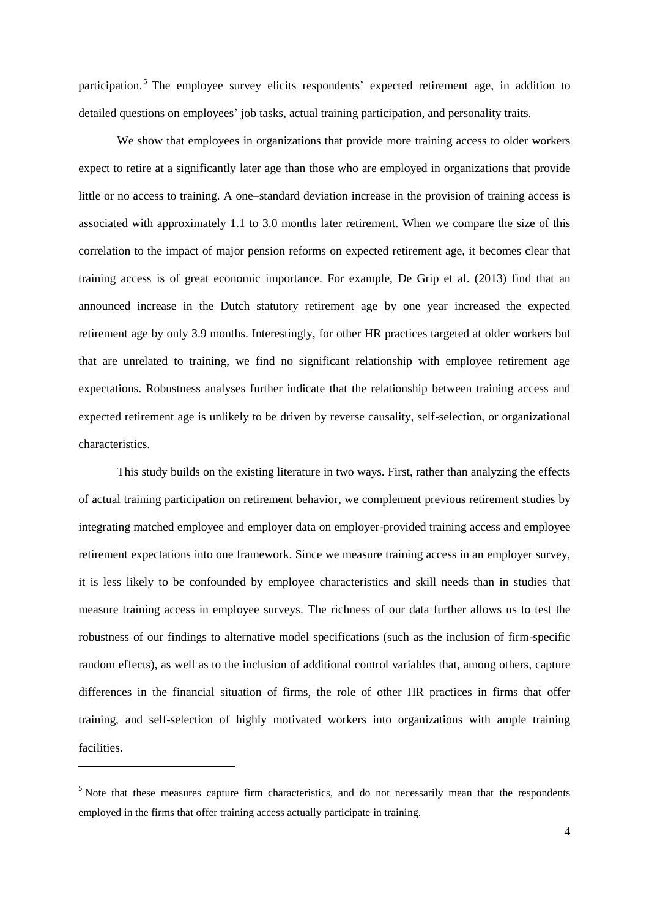participation.[5] The employee survey elicits respondents' expected retirement age, in addition to detailed questions on employees' job tasks, actual training participation, and personality traits.

We show that employees in organizations that provide more training access to older workers expect to retire at a significantly later age than those who are employed in organizations that provide little or no access to training. A one–standard deviation increase in the provision of training access is associated with approximately 1.1 to 3.0 months later retirement. When we compare the size of this correlation to the impact of major pension reforms on expected retirement age, it becomes clear that training access is of great economic importance. For example, De Grip et al. (2013) find that an announced increase in the Dutch statutory retirement age by one year increased the expected retirement age by only 3.9 months. Interestingly, for other HR practices targeted at older workers but that are unrelated to training, we find no significant relationship with employee retirement age expectations. Robustness analyses further indicate that the relationship between training access and expected retirement age is unlikely to be driven by reverse causality, self-selection, or organizational characteristics.

This study builds on the existing literature in two ways. First, rather than analyzing the effects of actual training participation on retirement behavior, we complement previous retirement studies by integrating matched employee and employer data on employer-provided training access and employee retirement expectations into one framework. Since we measure training access in an employer survey, it is less likely to be confounded by employee characteristics and skill needs than in studies that measure training access in employee surveys. The richness of our data further allows us to test the robustness of our findings to alternative model specifications (such as the inclusion of firm-specific random effects), as well as to the inclusion of additional control variables that, among others, capture differences in the financial situation of firms, the role of other HR practices in firms that offer training, and self-selection of highly motivated workers into organizations with ample training facilities.

---

[5] Note that these measures capture firm characteristics, and do not necessarily mean that the respondents employed in the firms that offer training access actually participate in training.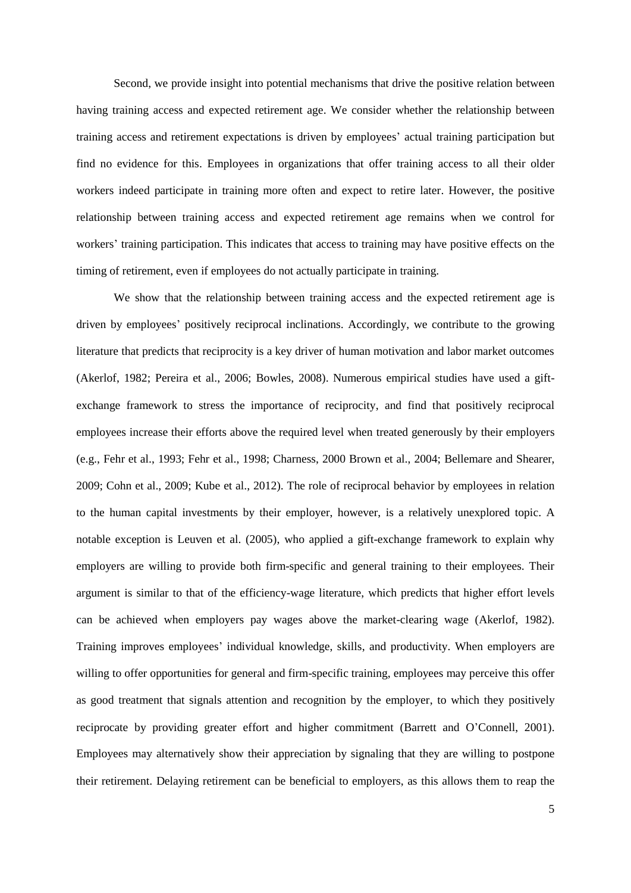Second, we provide insight into potential mechanisms that drive the positive relation between having training access and expected retirement age. We consider whether the relationship between training access and retirement expectations is driven by employees' actual training participation but find no evidence for this. Employees in organizations that offer training access to all their older workers indeed participate in training more often and expect to retire later. However, the positive relationship between training access and expected retirement age remains when we control for workers' training participation. This indicates that access to training may have positive effects on the timing of retirement, even if employees do not actually participate in training.

We show that the relationship between training access and the expected retirement age is driven by employees' positively reciprocal inclinations. Accordingly, we contribute to the growing literature that predicts that reciprocity is a key driver of human motivation and labor market outcomes (Akerlof, 1982; Pereira et al., 2006; Bowles, 2008). Numerous empirical studies have used a gift-exchange framework to stress the importance of reciprocity, and find that positively reciprocal employees increase their efforts above the required level when treated generously by their employers (e.g., Fehr et al., 1993; Fehr et al., 1998; Charness, 2000 Brown et al., 2004; Bellemare and Shearer, 2009; Cohn et al., 2009; Kube et al., 2012). The role of reciprocal behavior by employees in relation to the human capital investments by their employer, however, is a relatively unexplored topic. A notable exception is Leuven et al. (2005), who applied a gift-exchange framework to explain why employers are willing to provide both firm-specific and general training to their employees. Their argument is similar to that of the efficiency-wage literature, which predicts that higher effort levels can be achieved when employers pay wages above the market-clearing wage (Akerlof, 1982). Training improves employees' individual knowledge, skills, and productivity. When employers are willing to offer opportunities for general and firm-specific training, employees may perceive this offer as good treatment that signals attention and recognition by the employer, to which they positively reciprocate by providing greater effort and higher commitment (Barrett and O'Connell, 2001). Employees may alternatively show their appreciation by signaling that they are willing to postpone their retirement. Delaying retirement can be beneficial to employers, as this allows them to reap the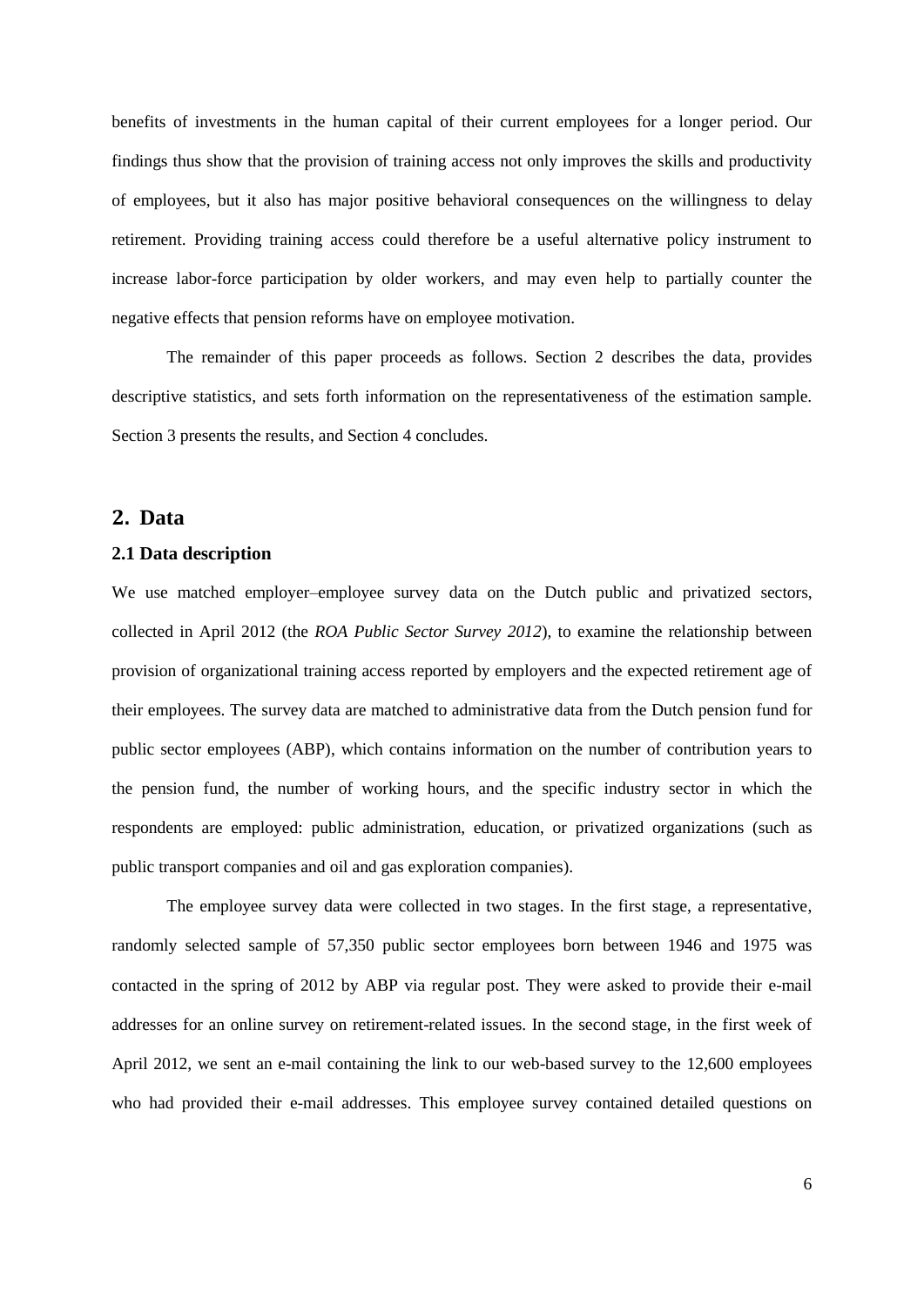benefits of investments in the human capital of their current employees for a longer period. Our findings thus show that the provision of training access not only improves the skills and productivity of employees, but it also has major positive behavioral consequences on the willingness to delay retirement. Providing training access could therefore be a useful alternative policy instrument to increase labor-force participation by older workers, and may even help to partially counter the negative effects that pension reforms have on employee motivation.

The remainder of this paper proceeds as follows. Section 2 describes the data, provides descriptive statistics, and sets forth information on the representativeness of the estimation sample. Section 3 presents the results, and Section 4 concludes.

## 2. Data

### 2.1 Data description

We use matched employer–employee survey data on the Dutch public and privatized sectors, collected in April 2012 (the *ROA Public Sector Survey 2012*), to examine the relationship between provision of organizational training access reported by employers and the expected retirement age of their employees. The survey data are matched to administrative data from the Dutch pension fund for public sector employees (ABP), which contains information on the number of contribution years to the pension fund, the number of working hours, and the specific industry sector in which the respondents are employed: public administration, education, or privatized organizations (such as public transport companies and oil and gas exploration companies).

The employee survey data were collected in two stages. In the first stage, a representative, randomly selected sample of 57,350 public sector employees born between 1946 and 1975 was contacted in the spring of 2012 by ABP via regular post. They were asked to provide their e-mail addresses for an online survey on retirement-related issues. In the second stage, in the first week of April 2012, we sent an e-mail containing the link to our web-based survey to the 12,600 employees who had provided their e-mail addresses. This employee survey contained detailed questions on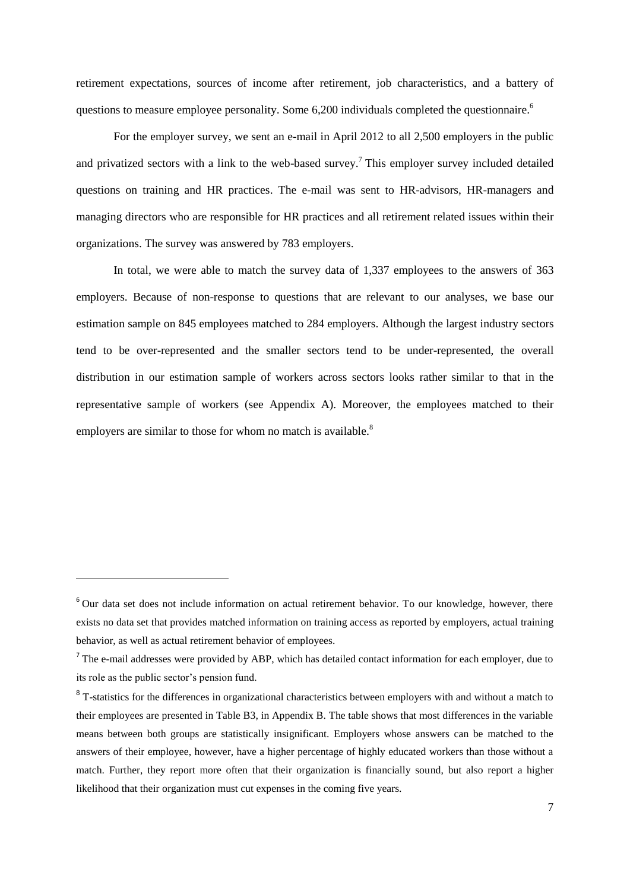retirement expectations, sources of income after retirement, job characteristics, and a battery of questions to measure employee personality. Some 6,200 individuals completed the questionnaire.[6]

For the employer survey, we sent an e-mail in April 2012 to all 2,500 employers in the public and privatized sectors with a link to the web-based survey.[7] This employer survey included detailed questions on training and HR practices. The e-mail was sent to HR-advisors, HR-managers and managing directors who are responsible for HR practices and all retirement related issues within their organizations. The survey was answered by 783 employers.

In total, we were able to match the survey data of 1,337 employees to the answers of 363 employers. Because of non-response to questions that are relevant to our analyses, we base our estimation sample on 845 employees matched to 284 employers. Although the largest industry sectors tend to be over-represented and the smaller sectors tend to be under-represented, the overall distribution in our estimation sample of workers across sectors looks rather similar to that in the representative sample of workers (see Appendix A). Moreover, the employees matched to their employers are similar to those for whom no match is available.[8]

---

[6] Our data set does not include information on actual retirement behavior. To our knowledge, however, there exists no data set that provides matched information on training access as reported by employers, actual training behavior, as well as actual retirement behavior of employees.

[7] The e-mail addresses were provided by ABP, which has detailed contact information for each employer, due to its role as the public sector's pension fund.

[8] T-statistics for the differences in organizational characteristics between employers with and without a match to their employees are presented in Table B3, in Appendix B. The table shows that most differences in the variable means between both groups are statistically insignificant. Employers whose answers can be matched to the answers of their employee, however, have a higher percentage of highly educated workers than those without a match. Further, they report more often that their organization is financially sound, but also report a higher likelihood that their organization must cut expenses in the coming five years.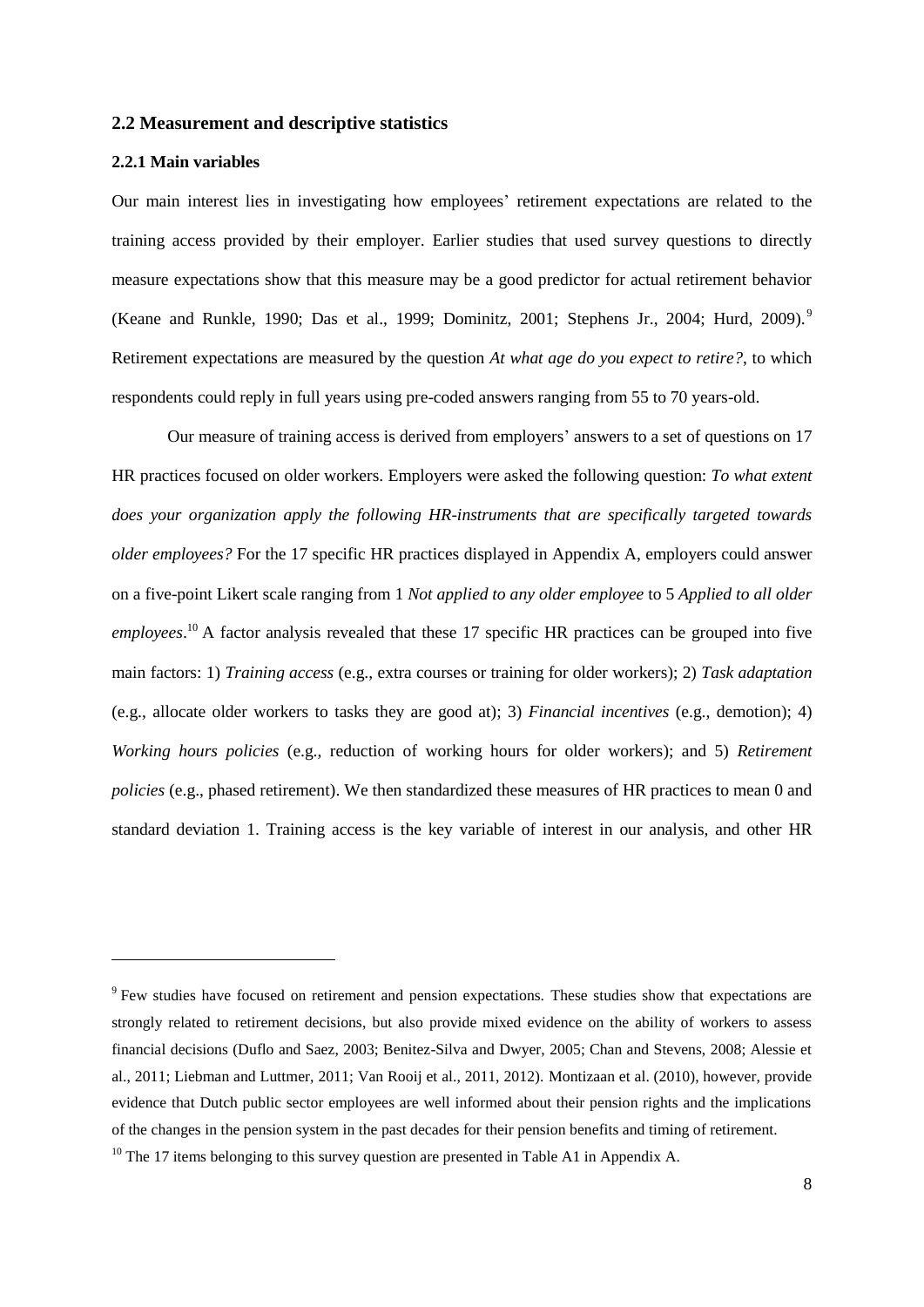## 2.2 Measurement and descriptive statistics

### 2.2.1 Main variables

Our main interest lies in investigating how employees' retirement expectations are related to the training access provided by their employer. Earlier studies that used survey questions to directly measure expectations show that this measure may be a good predictor for actual retirement behavior (Keane and Runkle, 1990; Das et al., 1999; Dominitz, 2001; Stephens Jr., 2004; Hurd, 2009).[9] Retirement expectations are measured by the question *At what age do you expect to retire?*, to which respondents could reply in full years using pre-coded answers ranging from 55 to 70 years-old.

Our measure of training access is derived from employers' answers to a set of questions on 17 HR practices focused on older workers. Employers were asked the following question: *To what extent does your organization apply the following HR-instruments that are specifically targeted towards older employees?* For the 17 specific HR practices displayed in Appendix A, employers could answer on a five-point Likert scale ranging from 1 *Not applied to any older employee* to 5 *Applied to all older employees*.[10] A factor analysis revealed that these 17 specific HR practices can be grouped into five main factors: 1) *Training access* (e.g., extra courses or training for older workers); 2) *Task adaptation* (e.g., allocate older workers to tasks they are good at); 3) *Financial incentives* (e.g., demotion); 4) *Working hours policies* (e.g., reduction of working hours for older workers); and 5) *Retirement policies* (e.g., phased retirement). We then standardized these measures of HR practices to mean 0 and standard deviation 1. Training access is the key variable of interest in our analysis, and other HR

---

[9] Few studies have focused on retirement and pension expectations. These studies show that expectations are strongly related to retirement decisions, but also provide mixed evidence on the ability of workers to assess financial decisions (Duflo and Saez, 2003; Benitez-Silva and Dwyer, 2005; Chan and Stevens, 2008; Alessie et al., 2011; Liebman and Luttmer, 2011; Van Rooij et al., 2011, 2012). Montizaan et al. (2010), however, provide evidence that Dutch public sector employees are well informed about their pension rights and the implications of the changes in the pension system in the past decades for their pension benefits and timing of retirement.

[10] The 17 items belonging to this survey question are presented in Table A1 in Appendix A.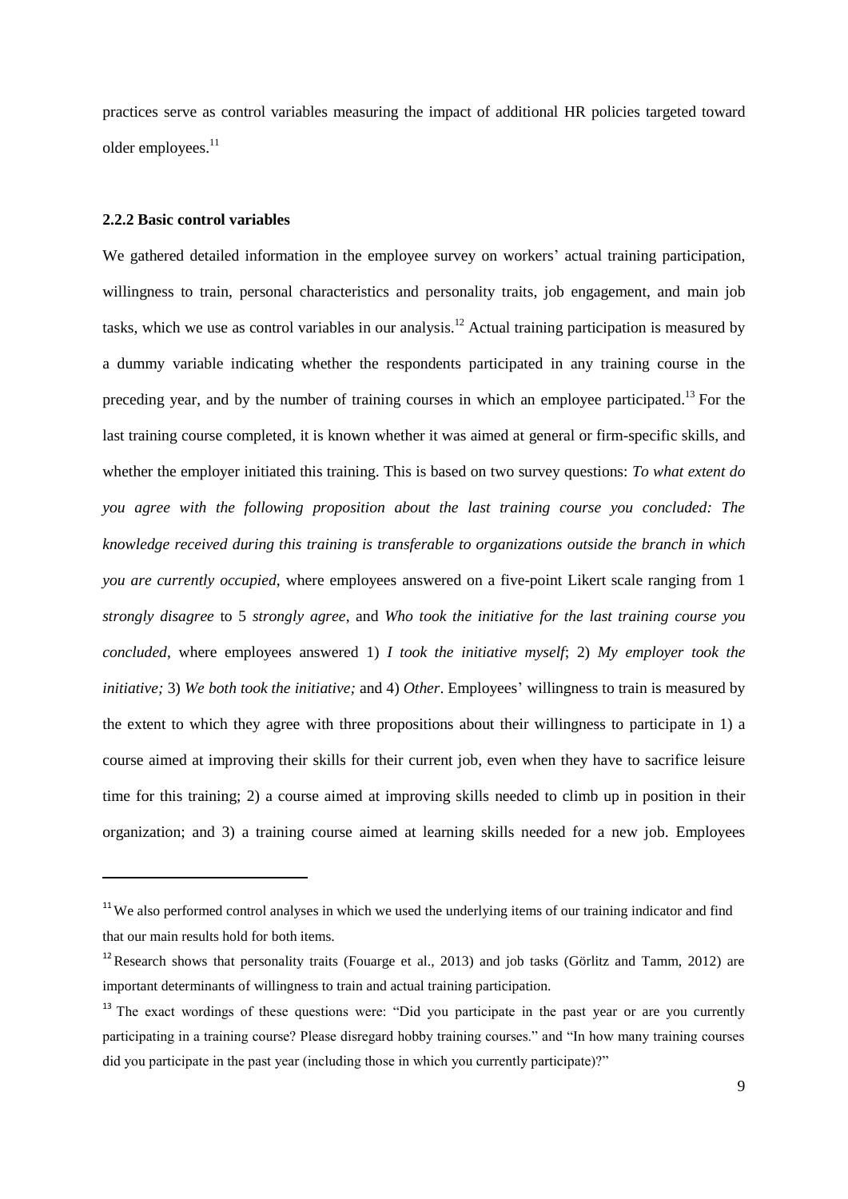practices serve as control variables measuring the impact of additional HR policies targeted toward older employees.[11]

### 2.2.2 Basic control variables

We gathered detailed information in the employee survey on workers' actual training participation, willingness to train, personal characteristics and personality traits, job engagement, and main job tasks, which we use as control variables in our analysis.[12] Actual training participation is measured by a dummy variable indicating whether the respondents participated in any training course in the preceding year, and by the number of training courses in which an employee participated.[13] For the last training course completed, it is known whether it was aimed at general or firm-specific skills, and whether the employer initiated this training. This is based on two survey questions: *To what extent do you agree with the following proposition about the last training course you concluded: The knowledge received during this training is transferable to organizations outside the branch in which you are currently occupied*, where employees answered on a five-point Likert scale ranging from 1 *strongly disagree* to 5 *strongly agree*, and *Who took the initiative for the last training course you concluded*, where employees answered 1) *I took the initiative myself*; 2) *My employer took the initiative;* 3) *We both took the initiative;* and 4) *Other*. Employees' willingness to train is measured by the extent to which they agree with three propositions about their willingness to participate in 1) a course aimed at improving their skills for their current job, even when they have to sacrifice leisure time for this training; 2) a course aimed at improving skills needed to climb up in position in their organization; and 3) a training course aimed at learning skills needed for a new job. Employees

---

[11] We also performed control analyses in which we used the underlying items of our training indicator and find that our main results hold for both items.

[12] Research shows that personality traits (Fouarge et al., 2013) and job tasks (Görlitz and Tamm, 2012) are important determinants of willingness to train and actual training participation.

[13] The exact wordings of these questions were: "Did you participate in the past year or are you currently participating in a training course? Please disregard hobby training courses." and "In how many training courses did you participate in the past year (including those in which you currently participate)?"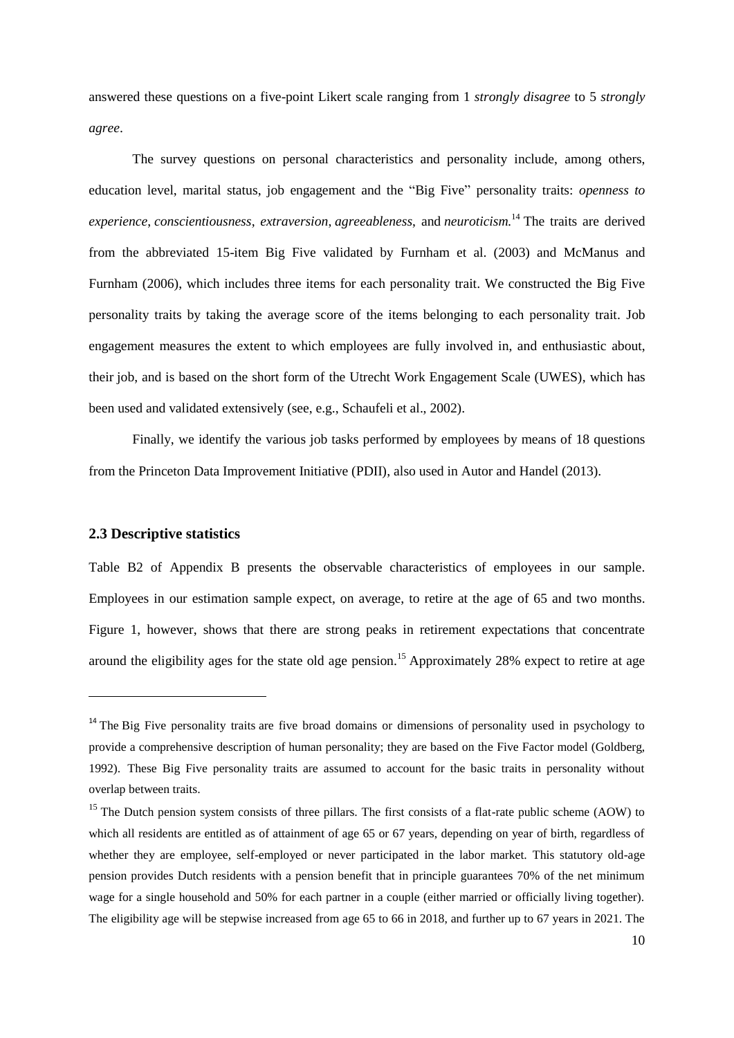answered these questions on a five-point Likert scale ranging from 1 *strongly disagree* to 5 *strongly agree*.

The survey questions on personal characteristics and personality include, among others, education level, marital status, job engagement and the "Big Five" personality traits: *openness to experience*, *conscientiousness*, *extraversion*, *agreeableness*, and *neuroticism*.[14] The traits are derived from the abbreviated 15-item Big Five validated by Furnham et al. (2003) and McManus and Furnham (2006), which includes three items for each personality trait. We constructed the Big Five personality traits by taking the average score of the items belonging to each personality trait. Job engagement measures the extent to which employees are fully involved in, and enthusiastic about, their job, and is based on the short form of the Utrecht Work Engagement Scale (UWES), which has been used and validated extensively (see, e.g., Schaufeli et al., 2002).

Finally, we identify the various job tasks performed by employees by means of 18 questions from the Princeton Data Improvement Initiative (PDII), also used in Autor and Handel (2013).

### 2.3 Descriptive statistics

Table B2 of Appendix B presents the observable characteristics of employees in our sample. Employees in our estimation sample expect, on average, to retire at the age of 65 and two months. Figure 1, however, shows that there are strong peaks in retirement expectations that concentrate around the eligibility ages for the state old age pension.[15] Approximately 28% expect to retire at age

---

[14] The Big Five personality traits are five broad domains or dimensions of personality used in psychology to provide a comprehensive description of human personality; they are based on the Five Factor model (Goldberg, 1992). These Big Five personality traits are assumed to account for the basic traits in personality without overlap between traits.

[15] The Dutch pension system consists of three pillars. The first consists of a flat-rate public scheme (AOW) to which all residents are entitled as of attainment of age 65 or 67 years, depending on year of birth, regardless of whether they are employee, self-employed or never participated in the labor market. This statutory old-age pension provides Dutch residents with a pension benefit that in principle guarantees 70% of the net minimum wage for a single household and 50% for each partner in a couple (either married or officially living together). The eligibility age will be stepwise increased from age 65 to 66 in 2018, and further up to 67 years in 2021. The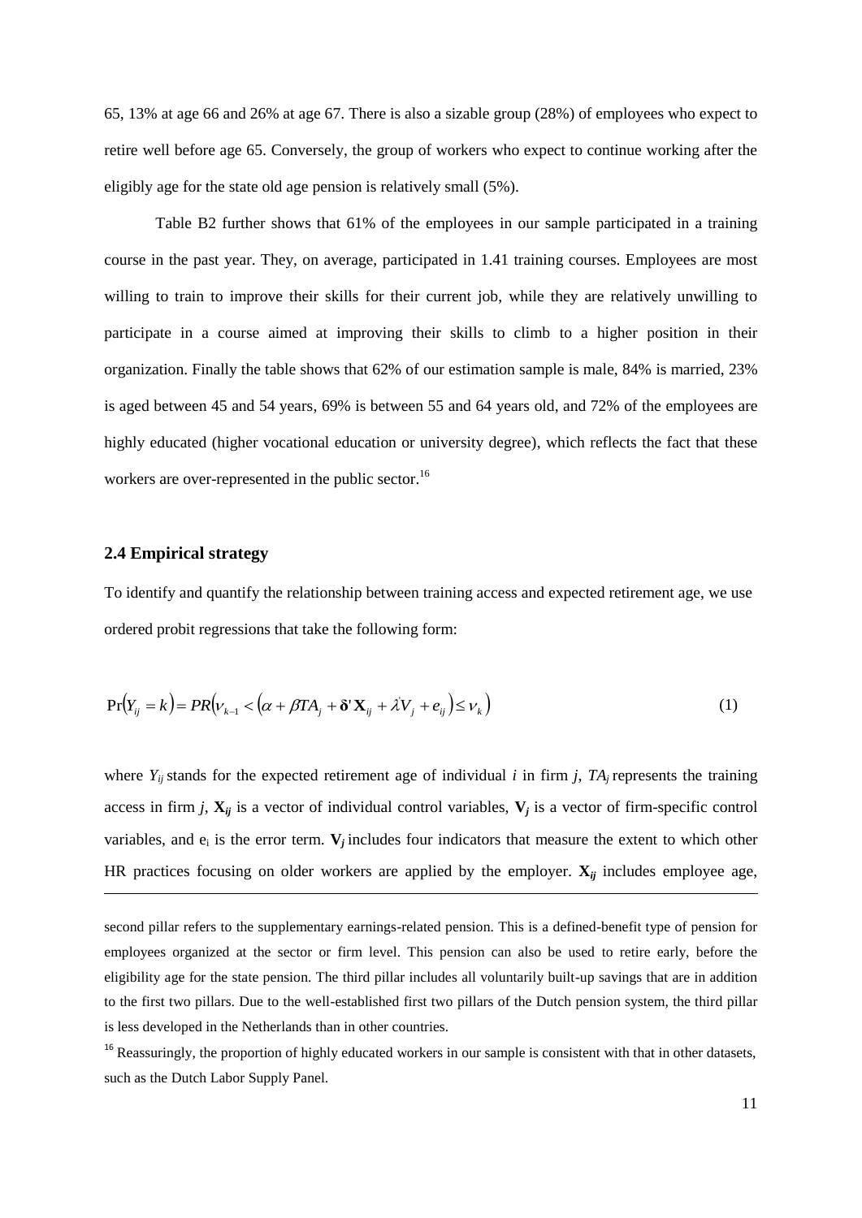65, 13% at age 66 and 26% at age 67. There is also a sizable group (28%) of employees who expect to retire well before age 65. Conversely, the group of workers who expect to continue working after the eligibly age for the state old age pension is relatively small (5%).

Table B2 further shows that 61% of the employees in our sample participated in a training course in the past year. They, on average, participated in 1.41 training courses. Employees are most willing to train to improve their skills for their current job, while they are relatively unwilling to participate in a course aimed at improving their skills to climb to a higher position in their organization. Finally the table shows that 62% of our estimation sample is male, 84% is married, 23% is aged between 45 and 54 years, 69% is between 55 and 64 years old, and 72% of the employees are highly educated (higher vocational education or university degree), which reflects the fact that these workers are over-represented in the public sector.[16]

## 2.4 Empirical strategy

To identify and quantify the relationship between training access and expected retirement age, we use ordered probit regressions that take the following form:

$$\Pr(Y_{ij} = k) = PR\left(\nu_{k-1} < \left(\alpha + \beta TA_j + \boldsymbol{\delta}'\mathbf{X}_{ij} + \lambda V_j + e_{ij}\right) \leq \nu_k\right) \tag{1}$$

where $Y_{ij}$ stands for the expected retirement age of individual $i$ in firm $j$, $TA_j$ represents the training access in firm $j$, $\mathbf{X}_{ij}$ is a vector of individual control variables, $\mathbf{V}_j$ is a vector of firm-specific control variables, and $e_i$ is the error term. $\mathbf{V}_j$ includes four indicators that measure the extent to which other HR practices focusing on older workers are applied by the employer. $\mathbf{X}_{ij}$ includes employee age,

---

second pillar refers to the supplementary earnings-related pension. This is a defined-benefit type of pension for employees organized at the sector or firm level. This pension can also be used to retire early, before the eligibility age for the state pension. The third pillar includes all voluntarily built-up savings that are in addition to the first two pillars. Due to the well-established first two pillars of the Dutch pension system, the third pillar is less developed in the Netherlands than in other countries.

[16] Reassuringly, the proportion of highly educated workers in our sample is consistent with that in other datasets, such as the Dutch Labor Supply Panel.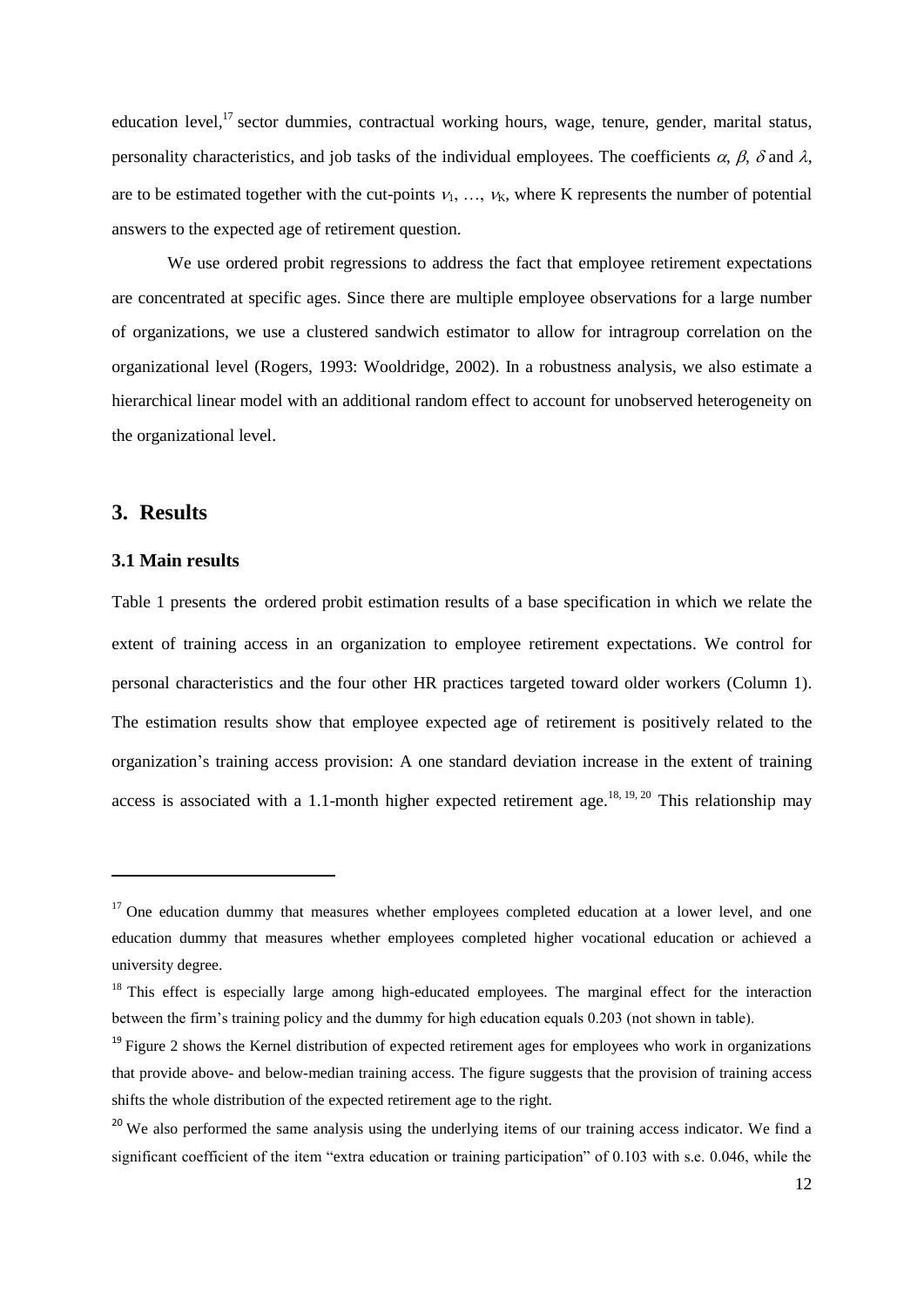education level,[17] sector dummies, contractual working hours, wage, tenure, gender, marital status, personality characteristics, and job tasks of the individual employees. The coefficients $\alpha$, $\beta$, $\delta$ and $\lambda$, are to be estimated together with the cut-points $\nu_1, \ldots, \nu_K$, where K represents the number of potential answers to the expected age of retirement question.

We use ordered probit regressions to address the fact that employee retirement expectations are concentrated at specific ages. Since there are multiple employee observations for a large number of organizations, we use a clustered sandwich estimator to allow for intragroup correlation on the organizational level (Rogers, 1993: Wooldridge, 2002). In a robustness analysis, we also estimate a hierarchical linear model with an additional random effect to account for unobserved heterogeneity on the organizational level.

## 3. Results

### 3.1 Main results

Table 1 presents the ordered probit estimation results of a base specification in which we relate the extent of training access in an organization to employee retirement expectations. We control for personal characteristics and the four other HR practices targeted toward older workers (Column 1). The estimation results show that employee expected age of retirement is positively related to the organization's training access provision: A one standard deviation increase in the extent of training access is associated with a 1.1-month higher expected retirement age.[18, 19, 20] This relationship may

---

[17] One education dummy that measures whether employees completed education at a lower level, and one education dummy that measures whether employees completed higher vocational education or achieved a university degree.

[18] This effect is especially large among high-educated employees. The marginal effect for the interaction between the firm's training policy and the dummy for high education equals 0.203 (not shown in table).

[19] Figure 2 shows the Kernel distribution of expected retirement ages for employees who work in organizations that provide above- and below-median training access. The figure suggests that the provision of training access shifts the whole distribution of the expected retirement age to the right.

[20] We also performed the same analysis using the underlying items of our training access indicator. We find a significant coefficient of the item "extra education or training participation" of 0.103 with s.e. 0.046, while the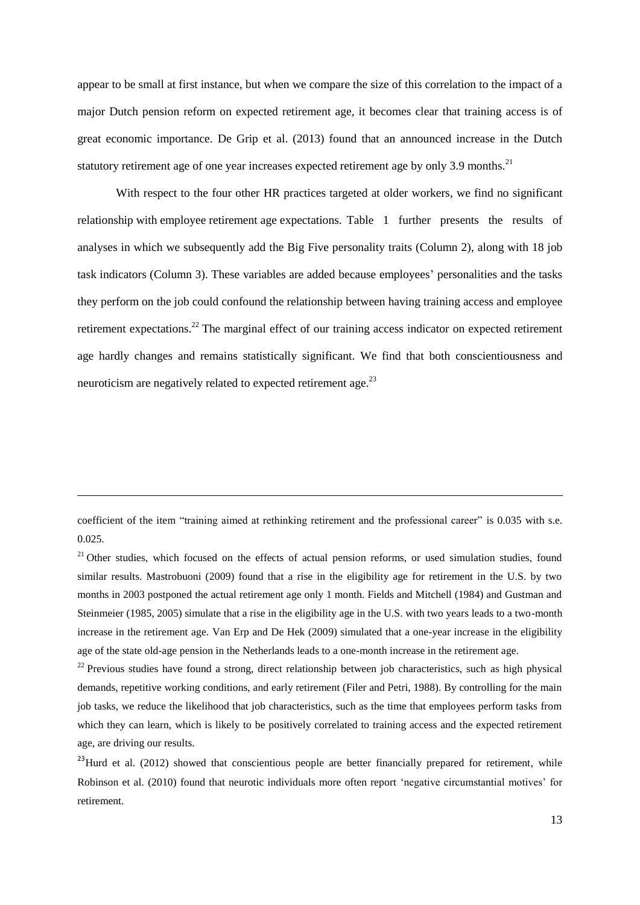appear to be small at first instance, but when we compare the size of this correlation to the impact of a major Dutch pension reform on expected retirement age, it becomes clear that training access is of great economic importance. De Grip et al. (2013) found that an announced increase in the Dutch statutory retirement age of one year increases expected retirement age by only 3.9 months.[21]

With respect to the four other HR practices targeted at older workers, we find no significant relationship with employee retirement age expectations. Table 1 further presents the results of analyses in which we subsequently add the Big Five personality traits (Column 2), along with 18 job task indicators (Column 3). These variables are added because employees' personalities and the tasks they perform on the job could confound the relationship between having training access and employee retirement expectations.[22] The marginal effect of our training access indicator on expected retirement age hardly changes and remains statistically significant. We find that both conscientiousness and neuroticism are negatively related to expected retirement age.[23]

---

coefficient of the item "training aimed at rethinking retirement and the professional career" is 0.035 with s.e. 0.025.

[21] Other studies, which focused on the effects of actual pension reforms, or used simulation studies, found similar results. Mastrobuoni (2009) found that a rise in the eligibility age for retirement in the U.S. by two months in 2003 postponed the actual retirement age only 1 month. Fields and Mitchell (1984) and Gustman and Steinmeier (1985, 2005) simulate that a rise in the eligibility age in the U.S. with two years leads to a two-month increase in the retirement age. Van Erp and De Hek (2009) simulated that a one-year increase in the eligibility age of the state old-age pension in the Netherlands leads to a one-month increase in the retirement age.

[22] Previous studies have found a strong, direct relationship between job characteristics, such as high physical demands, repetitive working conditions, and early retirement (Filer and Petri, 1988). By controlling for the main job tasks, we reduce the likelihood that job characteristics, such as the time that employees perform tasks from which they can learn, which is likely to be positively correlated to training access and the expected retirement age, are driving our results.

[23] Hurd et al. (2012) showed that conscientious people are better financially prepared for retirement, while Robinson et al. (2010) found that neurotic individuals more often report 'negative circumstantial motives' for retirement.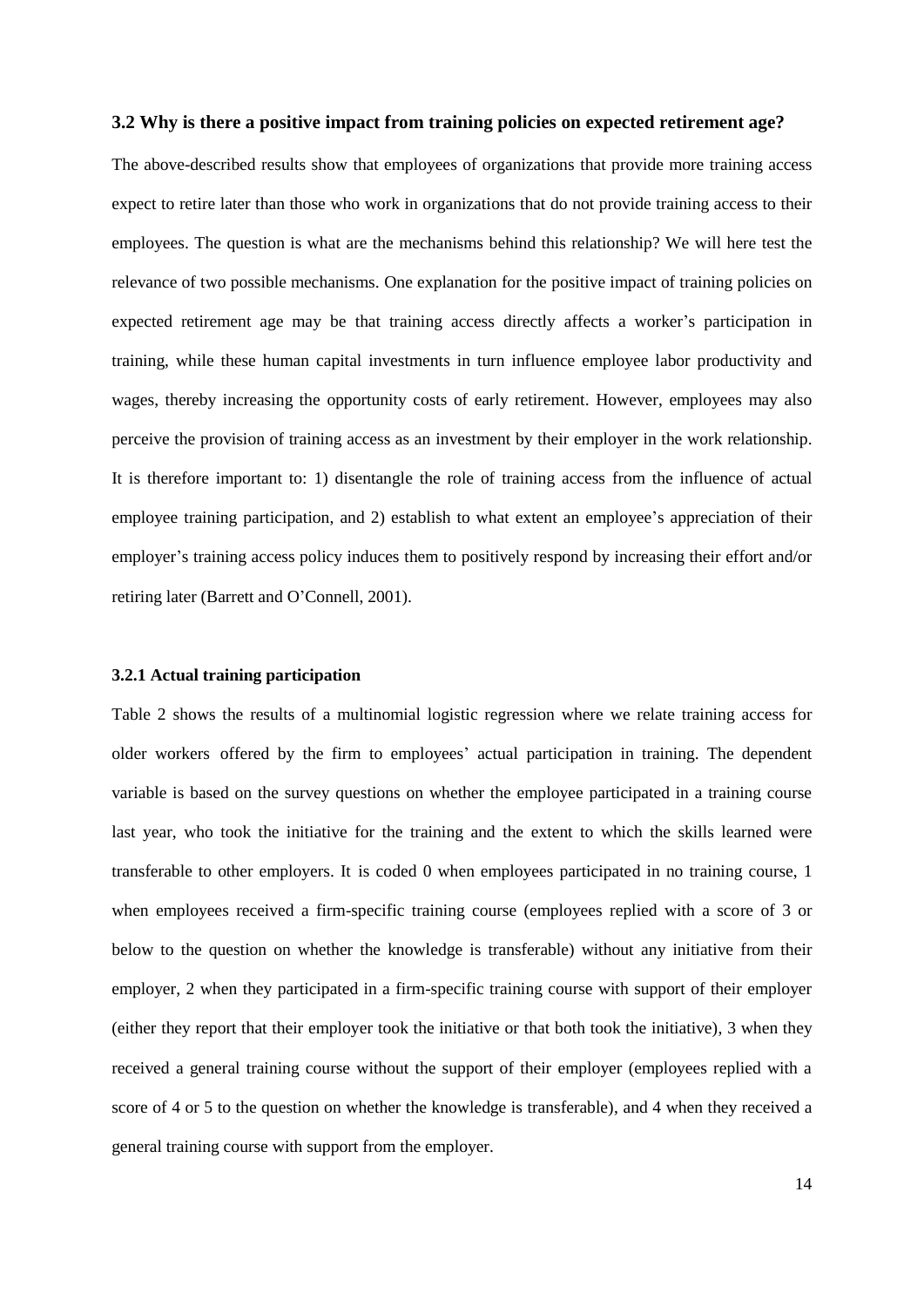### 3.2 Why is there a positive impact from training policies on expected retirement age?

The above-described results show that employees of organizations that provide more training access expect to retire later than those who work in organizations that do not provide training access to their employees. The question is what are the mechanisms behind this relationship? We will here test the relevance of two possible mechanisms. One explanation for the positive impact of training policies on expected retirement age may be that training access directly affects a worker's participation in training, while these human capital investments in turn influence employee labor productivity and wages, thereby increasing the opportunity costs of early retirement. However, employees may also perceive the provision of training access as an investment by their employer in the work relationship. It is therefore important to: 1) disentangle the role of training access from the influence of actual employee training participation, and 2) establish to what extent an employee's appreciation of their employer's training access policy induces them to positively respond by increasing their effort and/or retiring later (Barrett and O'Connell, 2001).

#### 3.2.1 Actual training participation

Table 2 shows the results of a multinomial logistic regression where we relate training access for older workers offered by the firm to employees' actual participation in training. The dependent variable is based on the survey questions on whether the employee participated in a training course last year, who took the initiative for the training and the extent to which the skills learned were transferable to other employers. It is coded 0 when employees participated in no training course, 1 when employees received a firm-specific training course (employees replied with a score of 3 or below to the question on whether the knowledge is transferable) without any initiative from their employer, 2 when they participated in a firm-specific training course with support of their employer (either they report that their employer took the initiative or that both took the initiative), 3 when they received a general training course without the support of their employer (employees replied with a score of 4 or 5 to the question on whether the knowledge is transferable), and 4 when they received a general training course with support from the employer.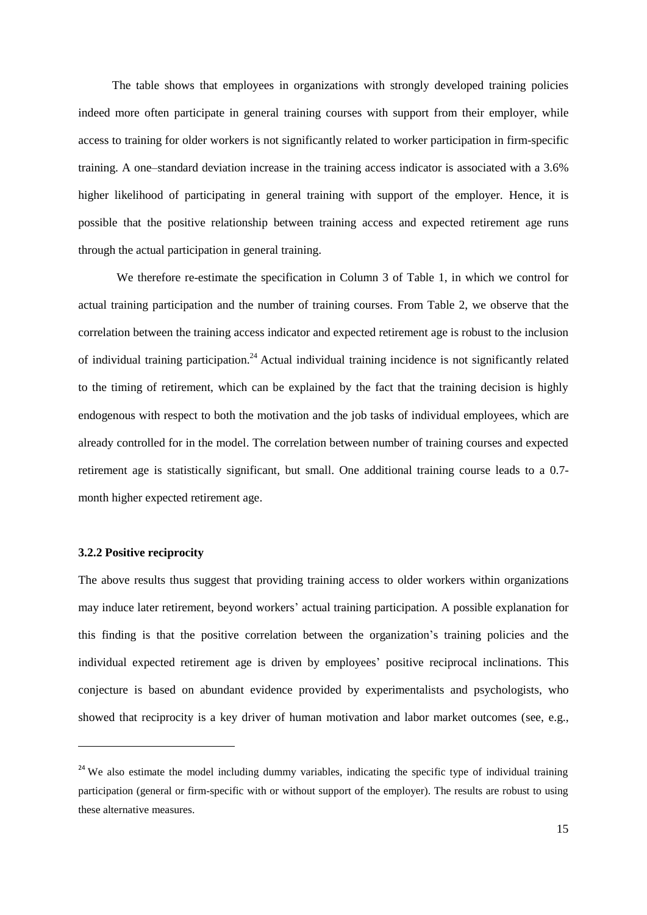The table shows that employees in organizations with strongly developed training policies indeed more often participate in general training courses with support from their employer, while access to training for older workers is not significantly related to worker participation in firm-specific training. A one–standard deviation increase in the training access indicator is associated with a 3.6% higher likelihood of participating in general training with support of the employer. Hence, it is possible that the positive relationship between training access and expected retirement age runs through the actual participation in general training.

We therefore re-estimate the specification in Column 3 of Table 1, in which we control for actual training participation and the number of training courses. From Table 2, we observe that the correlation between the training access indicator and expected retirement age is robust to the inclusion of individual training participation.[24] Actual individual training incidence is not significantly related to the timing of retirement, which can be explained by the fact that the training decision is highly endogenous with respect to both the motivation and the job tasks of individual employees, which are already controlled for in the model. The correlation between number of training courses and expected retirement age is statistically significant, but small. One additional training course leads to a 0.7-month higher expected retirement age.

### 3.2.2 Positive reciprocity

The above results thus suggest that providing training access to older workers within organizations may induce later retirement, beyond workers' actual training participation. A possible explanation for this finding is that the positive correlation between the organization's training policies and the individual expected retirement age is driven by employees' positive reciprocal inclinations. This conjecture is based on abundant evidence provided by experimentalists and psychologists, who showed that reciprocity is a key driver of human motivation and labor market outcomes (see, e.g.,

[24] We also estimate the model including dummy variables, indicating the specific type of individual training participation (general or firm-specific with or without support of the employer). The results are robust to using these alternative measures.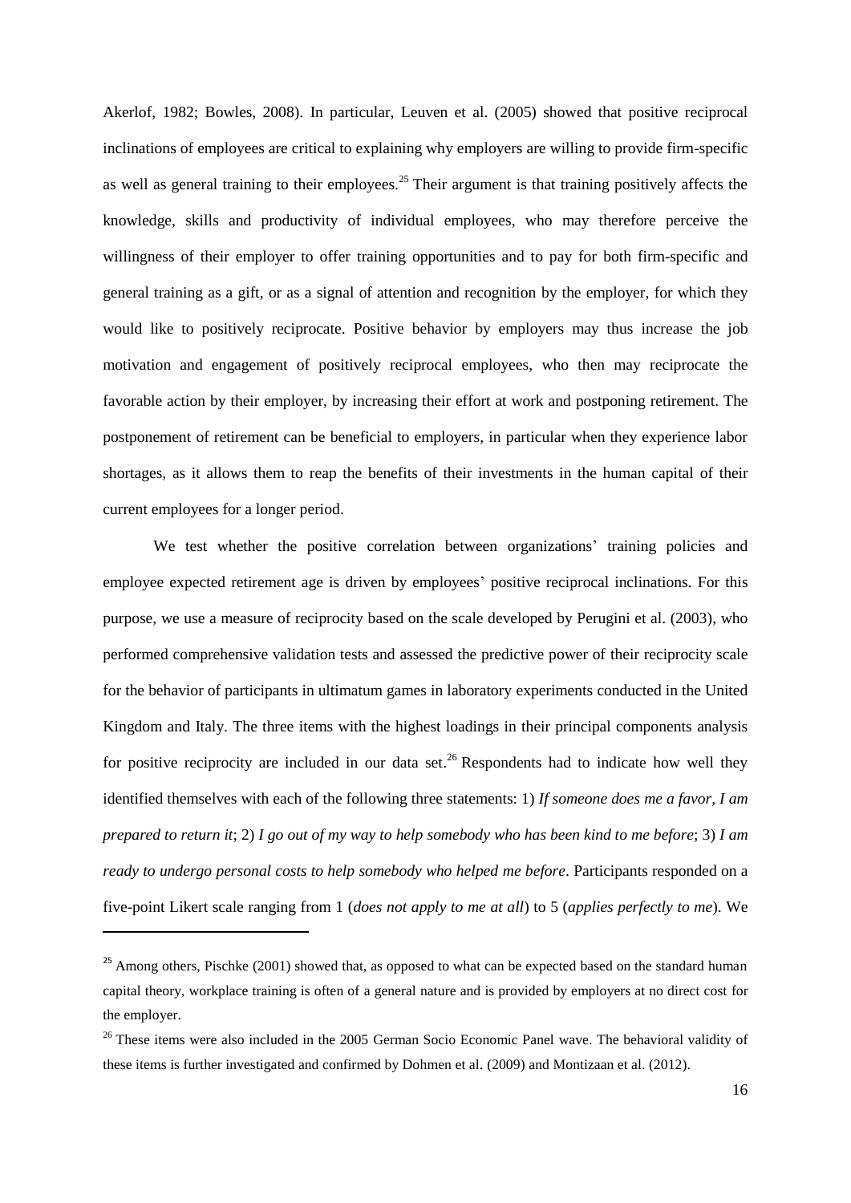Akerlof, 1982; Bowles, 2008). In particular, Leuven et al. (2005) showed that positive reciprocal inclinations of employees are critical to explaining why employers are willing to provide firm-specific as well as general training to their employees.[25] Their argument is that training positively affects the knowledge, skills and productivity of individual employees, who may therefore perceive the willingness of their employer to offer training opportunities and to pay for both firm-specific and general training as a gift, or as a signal of attention and recognition by the employer, for which they would like to positively reciprocate. Positive behavior by employers may thus increase the job motivation and engagement of positively reciprocal employees, who then may reciprocate the favorable action by their employer, by increasing their effort at work and postponing retirement. The postponement of retirement can be beneficial to employers, in particular when they experience labor shortages, as it allows them to reap the benefits of their investments in the human capital of their current employees for a longer period.

We test whether the positive correlation between organizations' training policies and employee expected retirement age is driven by employees' positive reciprocal inclinations. For this purpose, we use a measure of reciprocity based on the scale developed by Perugini et al. (2003), who performed comprehensive validation tests and assessed the predictive power of their reciprocity scale for the behavior of participants in ultimatum games in laboratory experiments conducted in the United Kingdom and Italy. The three items with the highest loadings in their principal components analysis for positive reciprocity are included in our data set.[26] Respondents had to indicate how well they identified themselves with each of the following three statements: 1) *If someone does me a favor, I am prepared to return it*; 2) *I go out of my way to help somebody who has been kind to me before*; 3) *I am ready to undergo personal costs to help somebody who helped me before*. Participants responded on a five-point Likert scale ranging from 1 (*does not apply to me at all*) to 5 (*applies perfectly to me*). We

---

[25] Among others, Pischke (2001) showed that, as opposed to what can be expected based on the standard human capital theory, workplace training is often of a general nature and is provided by employers at no direct cost for the employer.

[26] These items were also included in the 2005 German Socio Economic Panel wave. The behavioral validity of these items is further investigated and confirmed by Dohmen et al. (2009) and Montizaan et al. (2012).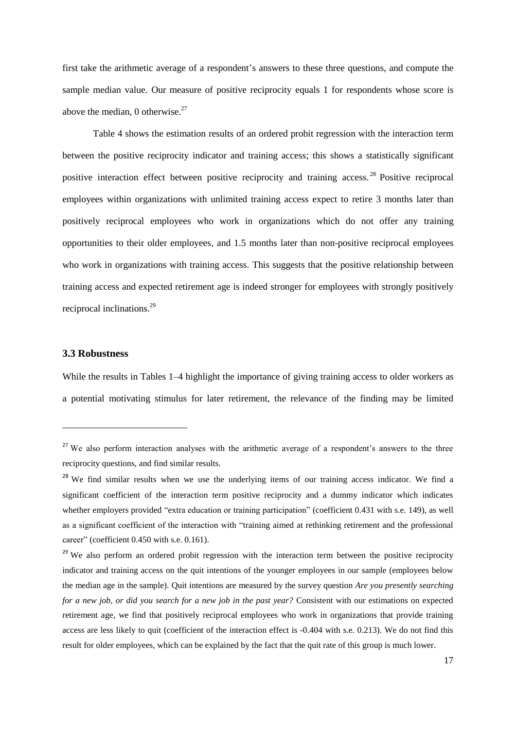first take the arithmetic average of a respondent's answers to these three questions, and compute the sample median value. Our measure of positive reciprocity equals 1 for respondents whose score is above the median, 0 otherwise.[27]

Table 4 shows the estimation results of an ordered probit regression with the interaction term between the positive reciprocity indicator and training access; this shows a statistically significant positive interaction effect between positive reciprocity and training access.[28] Positive reciprocal employees within organizations with unlimited training access expect to retire 3 months later than positively reciprocal employees who work in organizations which do not offer any training opportunities to their older employees, and 1.5 months later than non-positive reciprocal employees who work in organizations with training access. This suggests that the positive relationship between training access and expected retirement age is indeed stronger for employees with strongly positively reciprocal inclinations.[29]

### 3.3 Robustness

While the results in Tables 1–4 highlight the importance of giving training access to older workers as a potential motivating stimulus for later retirement, the relevance of the finding may be limited

---

[27] We also perform interaction analyses with the arithmetic average of a respondent's answers to the three reciprocity questions, and find similar results.

[28] We find similar results when we use the underlying items of our training access indicator. We find a significant coefficient of the interaction term positive reciprocity and a dummy indicator which indicates whether employers provided "extra education or training participation" (coefficient 0.431 with s.e. 149), as well as a significant coefficient of the interaction with "training aimed at rethinking retirement and the professional career" (coefficient 0.450 with s.e. 0.161).

[29] We also perform an ordered probit regression with the interaction term between the positive reciprocity indicator and training access on the quit intentions of the younger employees in our sample (employees below the median age in the sample). Quit intentions are measured by the survey question *Are you presently searching for a new job, or did you search for a new job in the past year?* Consistent with our estimations on expected retirement age, we find that positively reciprocal employees who work in organizations that provide training access are less likely to quit (coefficient of the interaction effect is -0.404 with s.e. 0.213). We do not find this result for older employees, which can be explained by the fact that the quit rate of this group is much lower.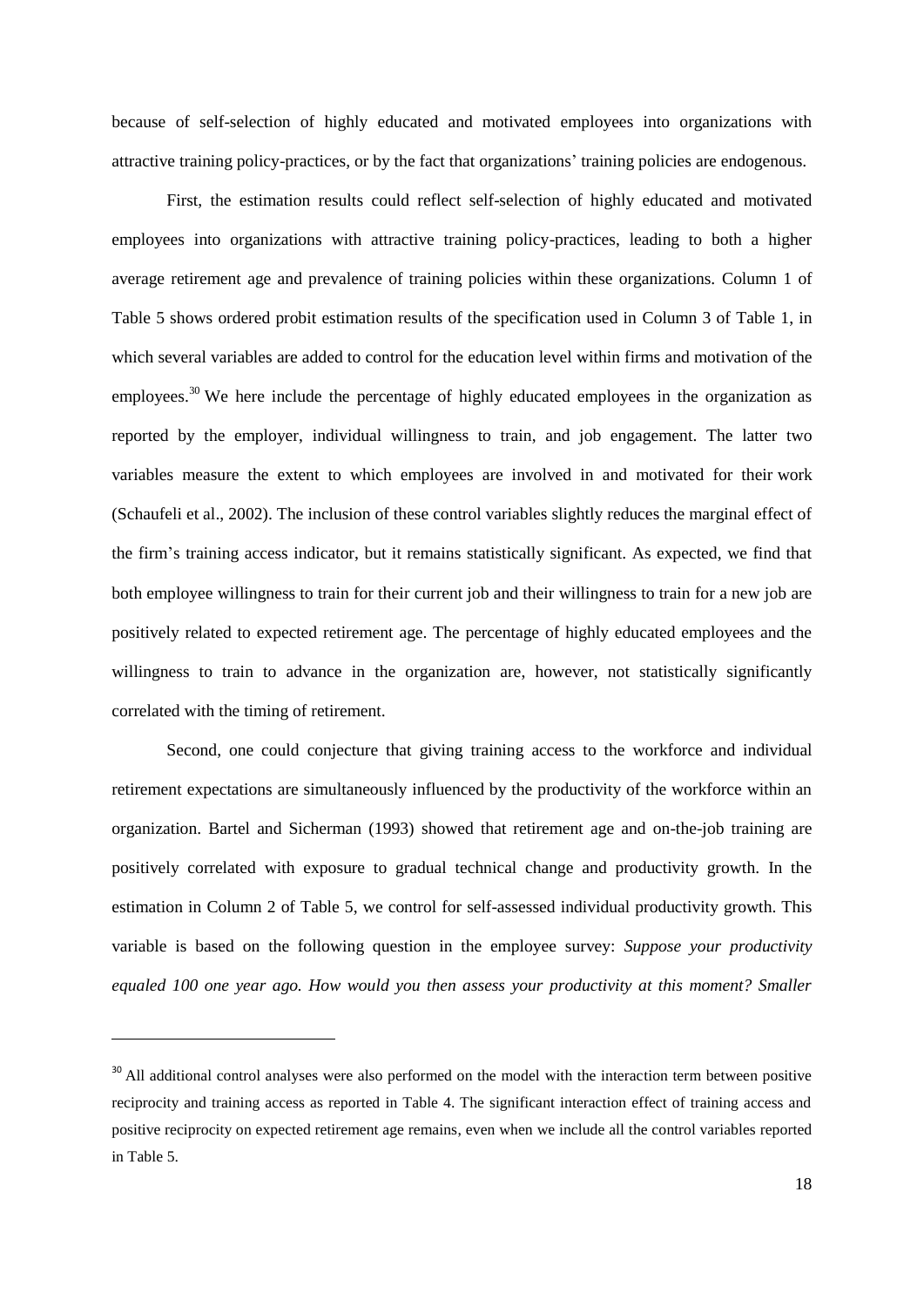because of self-selection of highly educated and motivated employees into organizations with attractive training policy-practices, or by the fact that organizations' training policies are endogenous.

First, the estimation results could reflect self-selection of highly educated and motivated employees into organizations with attractive training policy-practices, leading to both a higher average retirement age and prevalence of training policies within these organizations. Column 1 of Table 5 shows ordered probit estimation results of the specification used in Column 3 of Table 1, in which several variables are added to control for the education level within firms and motivation of the employees.[30] We here include the percentage of highly educated employees in the organization as reported by the employer, individual willingness to train, and job engagement. The latter two variables measure the extent to which employees are involved in and motivated for their work (Schaufeli et al., 2002). The inclusion of these control variables slightly reduces the marginal effect of the firm's training access indicator, but it remains statistically significant. As expected, we find that both employee willingness to train for their current job and their willingness to train for a new job are positively related to expected retirement age. The percentage of highly educated employees and the willingness to train to advance in the organization are, however, not statistically significantly correlated with the timing of retirement.

Second, one could conjecture that giving training access to the workforce and individual retirement expectations are simultaneously influenced by the productivity of the workforce within an organization. Bartel and Sicherman (1993) showed that retirement age and on-the-job training are positively correlated with exposure to gradual technical change and productivity growth. In the estimation in Column 2 of Table 5, we control for self-assessed individual productivity growth. This variable is based on the following question in the employee survey: *Suppose your productivity equaled 100 one year ago. How would you then assess your productivity at this moment? Smaller*

---

[30] All additional control analyses were also performed on the model with the interaction term between positive reciprocity and training access as reported in Table 4. The significant interaction effect of training access and positive reciprocity on expected retirement age remains, even when we include all the control variables reported in Table 5.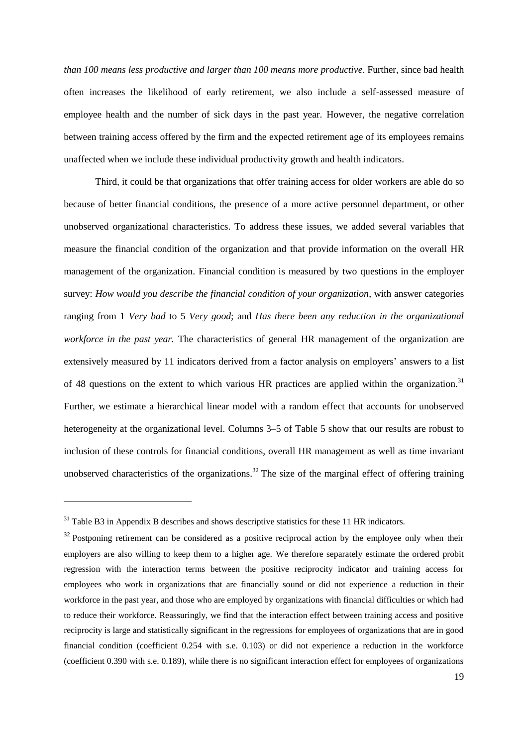*than 100 means less productive and larger than 100 means more productive*. Further, since bad health often increases the likelihood of early retirement, we also include a self-assessed measure of employee health and the number of sick days in the past year. However, the negative correlation between training access offered by the firm and the expected retirement age of its employees remains unaffected when we include these individual productivity growth and health indicators.

Third, it could be that organizations that offer training access for older workers are able do so because of better financial conditions, the presence of a more active personnel department, or other unobserved organizational characteristics. To address these issues, we added several variables that measure the financial condition of the organization and that provide information on the overall HR management of the organization. Financial condition is measured by two questions in the employer survey: *How would you describe the financial condition of your organization*, with answer categories ranging from 1 *Very bad* to 5 *Very good*; and *Has there been any reduction in the organizational workforce in the past year.* The characteristics of general HR management of the organization are extensively measured by 11 indicators derived from a factor analysis on employers' answers to a list of 48 questions on the extent to which various HR practices are applied within the organization.[31] Further, we estimate a hierarchical linear model with a random effect that accounts for unobserved heterogeneity at the organizational level. Columns 3–5 of Table 5 show that our results are robust to inclusion of these controls for financial conditions, overall HR management as well as time invariant unobserved characteristics of the organizations.[32] The size of the marginal effect of offering training

---

[31] Table B3 in Appendix B describes and shows descriptive statistics for these 11 HR indicators.

[32] Postponing retirement can be considered as a positive reciprocal action by the employee only when their employers are also willing to keep them to a higher age. We therefore separately estimate the ordered probit regression with the interaction terms between the positive reciprocity indicator and training access for employees who work in organizations that are financially sound or did not experience a reduction in their workforce in the past year, and those who are employed by organizations with financial difficulties or which had to reduce their workforce. Reassuringly, we find that the interaction effect between training access and positive reciprocity is large and statistically significant in the regressions for employees of organizations that are in good financial condition (coefficient 0.254 with s.e. 0.103) or did not experience a reduction in the workforce (coefficient 0.390 with s.e. 0.189), while there is no significant interaction effect for employees of organizations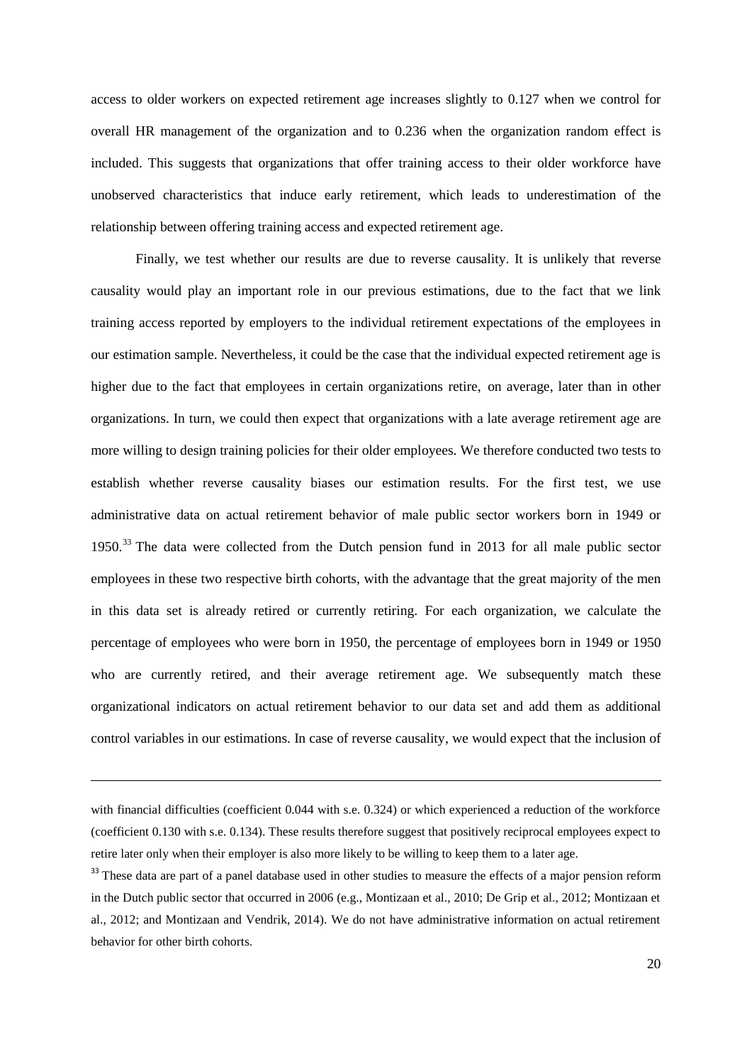access to older workers on expected retirement age increases slightly to 0.127 when we control for overall HR management of the organization and to 0.236 when the organization random effect is included. This suggests that organizations that offer training access to their older workforce have unobserved characteristics that induce early retirement, which leads to underestimation of the relationship between offering training access and expected retirement age.

Finally, we test whether our results are due to reverse causality. It is unlikely that reverse causality would play an important role in our previous estimations, due to the fact that we link training access reported by employers to the individual retirement expectations of the employees in our estimation sample. Nevertheless, it could be the case that the individual expected retirement age is higher due to the fact that employees in certain organizations retire, on average, later than in other organizations. In turn, we could then expect that organizations with a late average retirement age are more willing to design training policies for their older employees. We therefore conducted two tests to establish whether reverse causality biases our estimation results. For the first test, we use administrative data on actual retirement behavior of male public sector workers born in 1949 or 1950.[33] The data were collected from the Dutch pension fund in 2013 for all male public sector employees in these two respective birth cohorts, with the advantage that the great majority of the men in this data set is already retired or currently retiring. For each organization, we calculate the percentage of employees who were born in 1950, the percentage of employees born in 1949 or 1950 who are currently retired, and their average retirement age. We subsequently match these organizational indicators on actual retirement behavior to our data set and add them as additional control variables in our estimations. In case of reverse causality, we would expect that the inclusion of

---

with financial difficulties (coefficient 0.044 with s.e. 0.324) or which experienced a reduction of the workforce (coefficient 0.130 with s.e. 0.134). These results therefore suggest that positively reciprocal employees expect to retire later only when their employer is also more likely to be willing to keep them to a later age.

[33] These data are part of a panel database used in other studies to measure the effects of a major pension reform in the Dutch public sector that occurred in 2006 (e.g., Montizaan et al., 2010; De Grip et al., 2012; Montizaan et al., 2012; and Montizaan and Vendrik, 2014). We do not have administrative information on actual retirement behavior for other birth cohorts.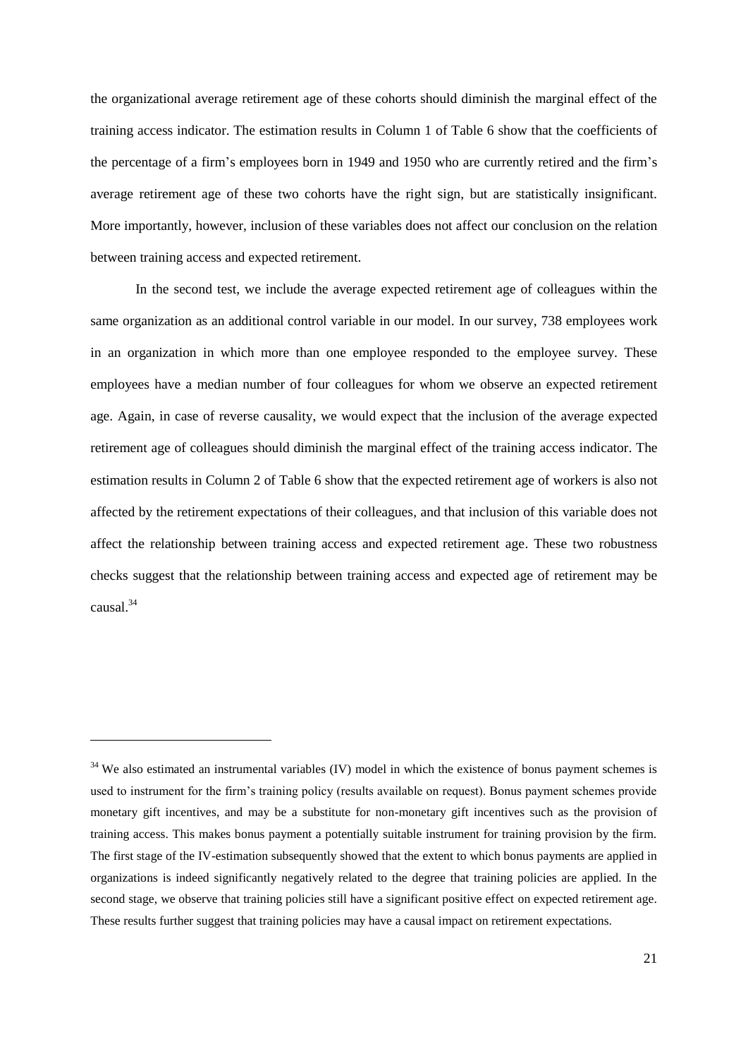the organizational average retirement age of these cohorts should diminish the marginal effect of the training access indicator. The estimation results in Column 1 of Table 6 show that the coefficients of the percentage of a firm's employees born in 1949 and 1950 who are currently retired and the firm's average retirement age of these two cohorts have the right sign, but are statistically insignificant. More importantly, however, inclusion of these variables does not affect our conclusion on the relation between training access and expected retirement.

In the second test, we include the average expected retirement age of colleagues within the same organization as an additional control variable in our model. In our survey, 738 employees work in an organization in which more than one employee responded to the employee survey. These employees have a median number of four colleagues for whom we observe an expected retirement age. Again, in case of reverse causality, we would expect that the inclusion of the average expected retirement age of colleagues should diminish the marginal effect of the training access indicator. The estimation results in Column 2 of Table 6 show that the expected retirement age of workers is also not affected by the retirement expectations of their colleagues, and that inclusion of this variable does not affect the relationship between training access and expected retirement age. These two robustness checks suggest that the relationship between training access and expected age of retirement may be causal.[34]

---

[34] We also estimated an instrumental variables (IV) model in which the existence of bonus payment schemes is used to instrument for the firm's training policy (results available on request). Bonus payment schemes provide monetary gift incentives, and may be a substitute for non-monetary gift incentives such as the provision of training access. This makes bonus payment a potentially suitable instrument for training provision by the firm. The first stage of the IV-estimation subsequently showed that the extent to which bonus payments are applied in organizations is indeed significantly negatively related to the degree that training policies are applied. In the second stage, we observe that training policies still have a significant positive effect on expected retirement age. These results further suggest that training policies may have a causal impact on retirement expectations.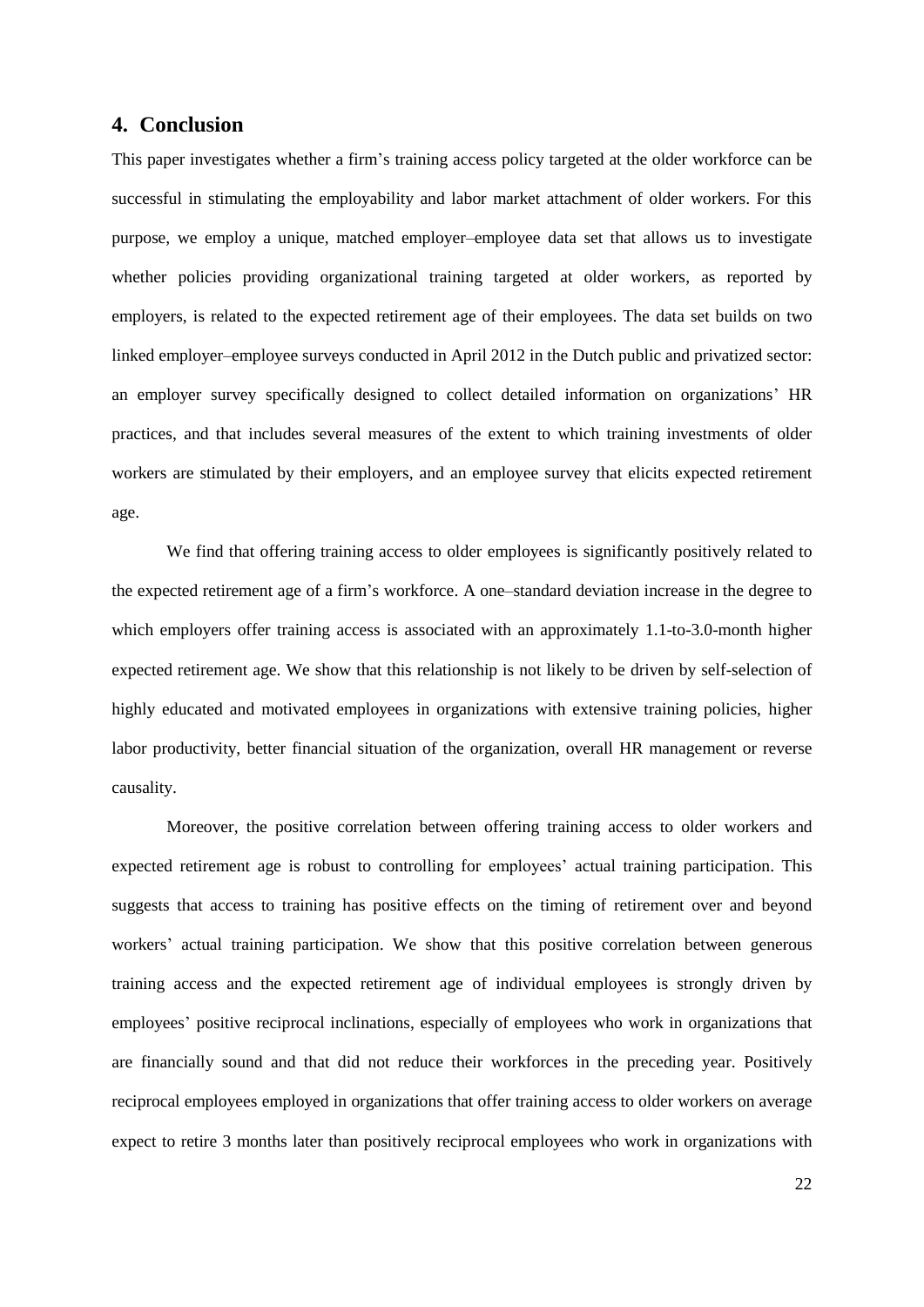## 4. Conclusion

This paper investigates whether a firm's training access policy targeted at the older workforce can be successful in stimulating the employability and labor market attachment of older workers. For this purpose, we employ a unique, matched employer–employee data set that allows us to investigate whether policies providing organizational training targeted at older workers, as reported by employers, is related to the expected retirement age of their employees. The data set builds on two linked employer–employee surveys conducted in April 2012 in the Dutch public and privatized sector: an employer survey specifically designed to collect detailed information on organizations' HR practices, and that includes several measures of the extent to which training investments of older workers are stimulated by their employers, and an employee survey that elicits expected retirement age.

We find that offering training access to older employees is significantly positively related to the expected retirement age of a firm's workforce. A one–standard deviation increase in the degree to which employers offer training access is associated with an approximately 1.1-to-3.0-month higher expected retirement age. We show that this relationship is not likely to be driven by self-selection of highly educated and motivated employees in organizations with extensive training policies, higher labor productivity, better financial situation of the organization, overall HR management or reverse causality.

Moreover, the positive correlation between offering training access to older workers and expected retirement age is robust to controlling for employees' actual training participation. This suggests that access to training has positive effects on the timing of retirement over and beyond workers' actual training participation. We show that this positive correlation between generous training access and the expected retirement age of individual employees is strongly driven by employees' positive reciprocal inclinations, especially of employees who work in organizations that are financially sound and that did not reduce their workforces in the preceding year. Positively reciprocal employees employed in organizations that offer training access to older workers on average expect to retire 3 months later than positively reciprocal employees who work in organizations with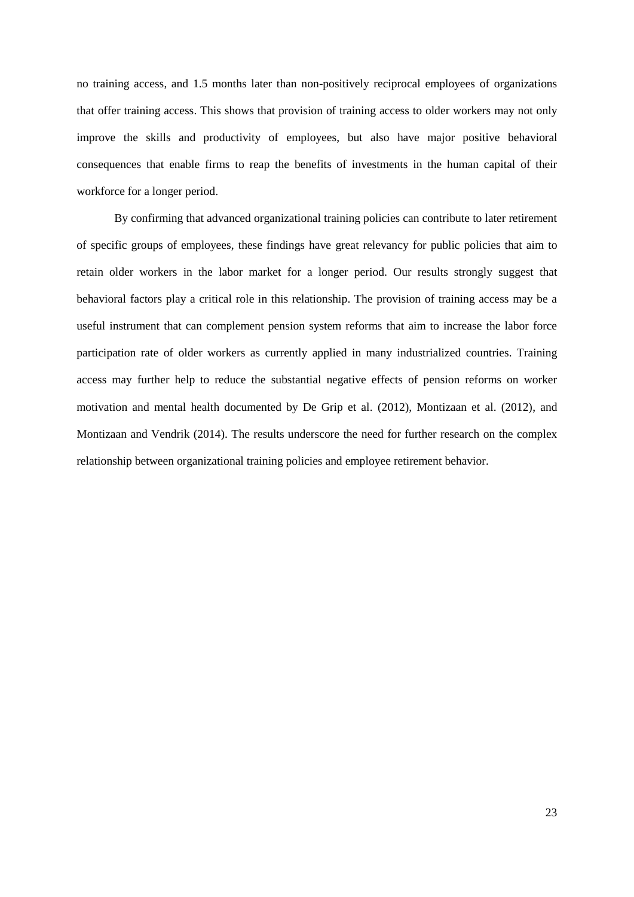no training access, and 1.5 months later than non-positively reciprocal employees of organizations that offer training access. This shows that provision of training access to older workers may not only improve the skills and productivity of employees, but also have major positive behavioral consequences that enable firms to reap the benefits of investments in the human capital of their workforce for a longer period.

By confirming that advanced organizational training policies can contribute to later retirement of specific groups of employees, these findings have great relevancy for public policies that aim to retain older workers in the labor market for a longer period. Our results strongly suggest that behavioral factors play a critical role in this relationship. The provision of training access may be a useful instrument that can complement pension system reforms that aim to increase the labor force participation rate of older workers as currently applied in many industrialized countries. Training access may further help to reduce the substantial negative effects of pension reforms on worker motivation and mental health documented by De Grip et al. (2012), Montizaan et al. (2012), and Montizaan and Vendrik (2014). The results underscore the need for further research on the complex relationship between organizational training policies and employee retirement behavior.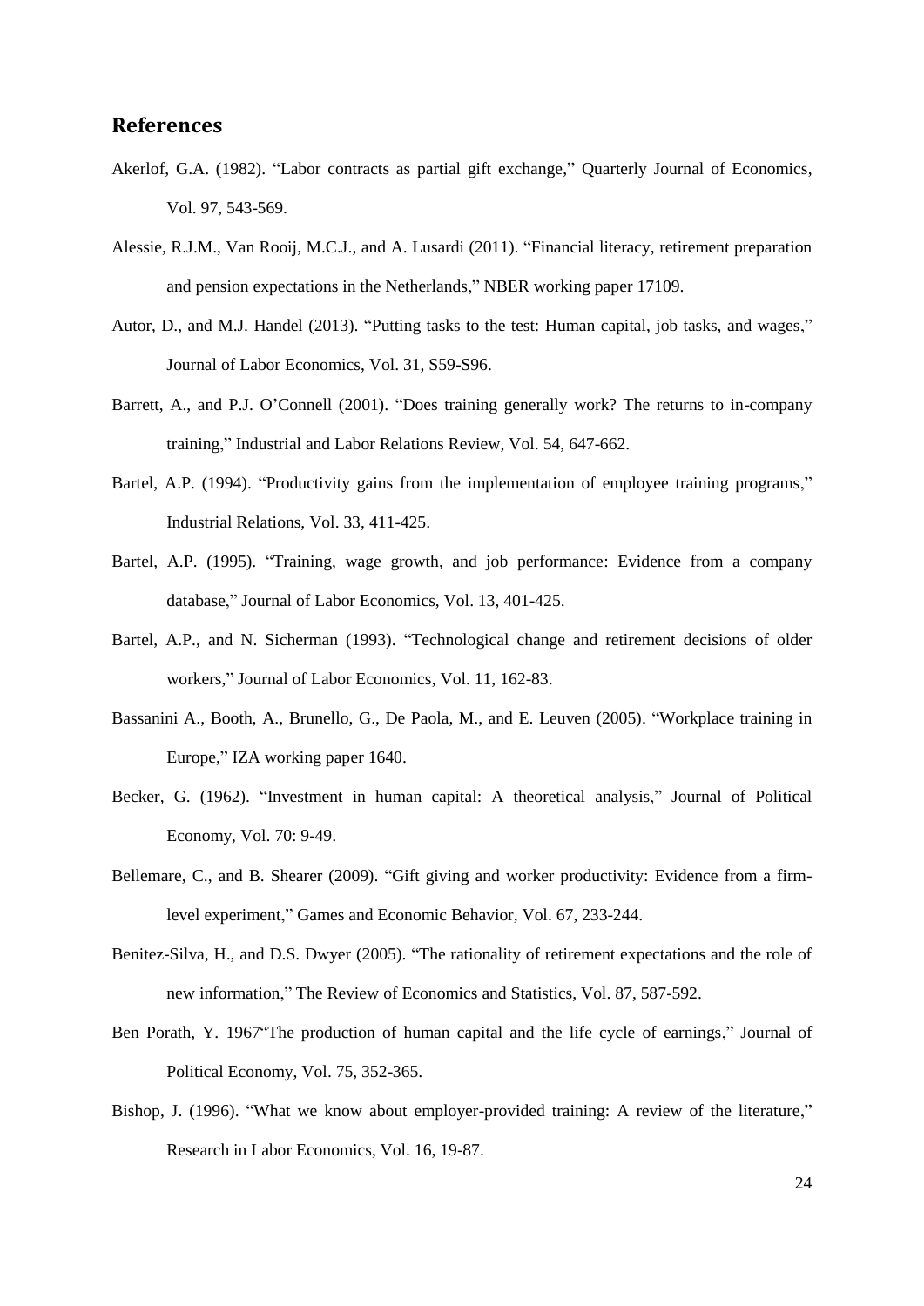## References

Akerlof, G.A. (1982). "Labor contracts as partial gift exchange," Quarterly Journal of Economics, Vol. 97, 543-569.

Alessie, R.J.M., Van Rooij, M.C.J., and A. Lusardi (2011). "Financial literacy, retirement preparation and pension expectations in the Netherlands," NBER working paper 17109.

Autor, D., and M.J. Handel (2013). "Putting tasks to the test: Human capital, job tasks, and wages," Journal of Labor Economics, Vol. 31, S59-S96.

Barrett, A., and P.J. O'Connell (2001). "Does training generally work? The returns to in-company training," Industrial and Labor Relations Review, Vol. 54, 647-662.

Bartel, A.P. (1994). "Productivity gains from the implementation of employee training programs," Industrial Relations, Vol. 33, 411-425.

Bartel, A.P. (1995). "Training, wage growth, and job performance: Evidence from a company database," Journal of Labor Economics, Vol. 13, 401-425.

Bartel, A.P., and N. Sicherman (1993). "Technological change and retirement decisions of older workers," Journal of Labor Economics, Vol. 11, 162-83.

Bassanini A., Booth, A., Brunello, G., De Paola, M., and E. Leuven (2005). "Workplace training in Europe," IZA working paper 1640.

Becker, G. (1962). "Investment in human capital: A theoretical analysis," Journal of Political Economy, Vol. 70: 9-49.

Bellemare, C., and B. Shearer (2009). "Gift giving and worker productivity: Evidence from a firm-level experiment," Games and Economic Behavior, Vol. 67, 233-244.

Benitez-Silva, H., and D.S. Dwyer (2005). "The rationality of retirement expectations and the role of new information," The Review of Economics and Statistics, Vol. 87, 587-592.

Ben Porath, Y. 1967"The production of human capital and the life cycle of earnings," Journal of Political Economy, Vol. 75, 352-365.

Bishop, J. (1996). "What we know about employer-provided training: A review of the literature," Research in Labor Economics, Vol. 16, 19-87.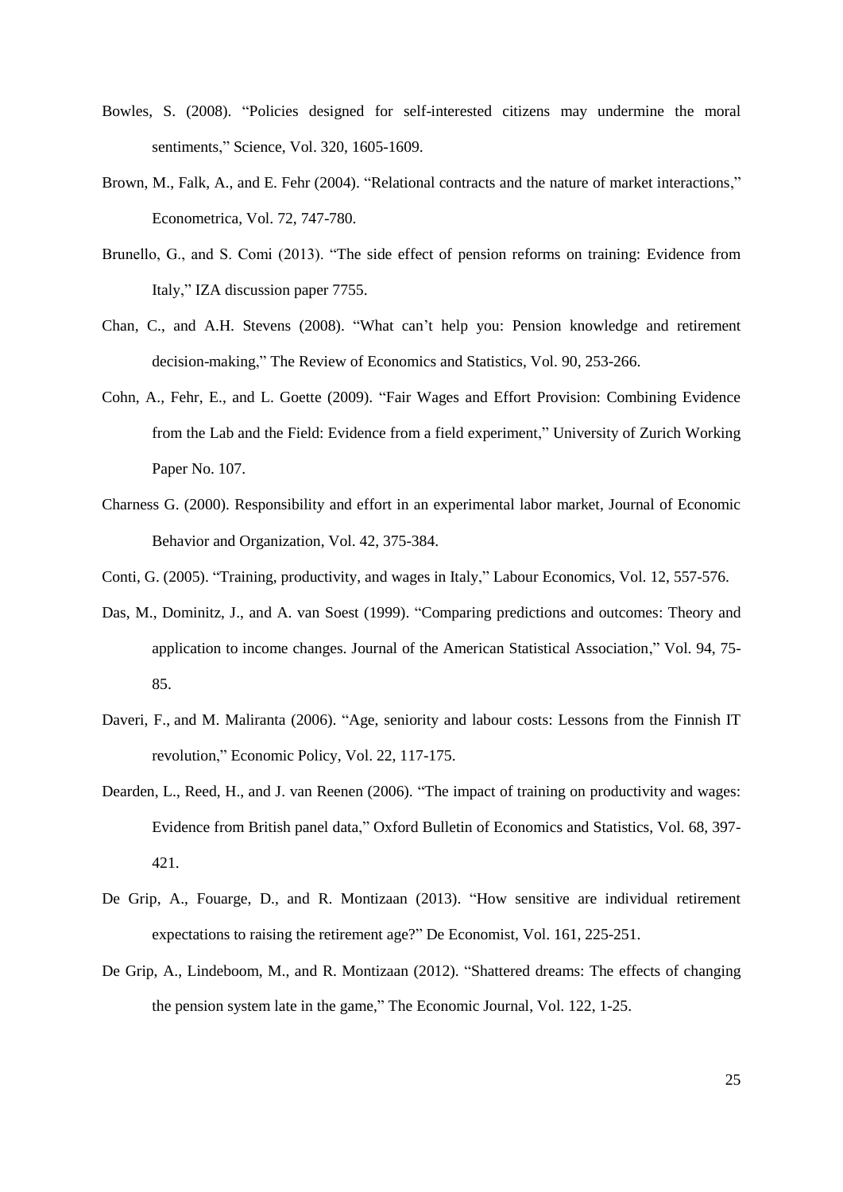Bowles, S. (2008). "Policies designed for self-interested citizens may undermine the moral sentiments," Science, Vol. 320, 1605-1609.

Brown, M., Falk, A., and E. Fehr (2004). "Relational contracts and the nature of market interactions," Econometrica, Vol. 72, 747-780.

Brunello, G., and S. Comi (2013). "The side effect of pension reforms on training: Evidence from Italy," IZA discussion paper 7755.

Chan, C., and A.H. Stevens (2008). "What can't help you: Pension knowledge and retirement decision-making," The Review of Economics and Statistics, Vol. 90, 253-266.

Cohn, A., Fehr, E., and L. Goette (2009). "Fair Wages and Effort Provision: Combining Evidence from the Lab and the Field: Evidence from a field experiment," University of Zurich Working Paper No. 107.

Charness G. (2000). Responsibility and effort in an experimental labor market, Journal of Economic Behavior and Organization, Vol. 42, 375-384.

Conti, G. (2005). "Training, productivity, and wages in Italy," Labour Economics, Vol. 12, 557-576.

Das, M., Dominitz, J., and A. van Soest (1999). "Comparing predictions and outcomes: Theory and application to income changes. Journal of the American Statistical Association," Vol. 94, 75-85.

Daveri, F., and M. Maliranta (2006). "Age, seniority and labour costs: Lessons from the Finnish IT revolution," Economic Policy, Vol. 22, 117-175.

Dearden, L., Reed, H., and J. van Reenen (2006). "The impact of training on productivity and wages: Evidence from British panel data," Oxford Bulletin of Economics and Statistics, Vol. 68, 397-421.

De Grip, A., Fouarge, D., and R. Montizaan (2013). "How sensitive are individual retirement expectations to raising the retirement age?" De Economist, Vol. 161, 225-251.

De Grip, A., Lindeboom, M., and R. Montizaan (2012). "Shattered dreams: The effects of changing the pension system late in the game," The Economic Journal, Vol. 122, 1-25.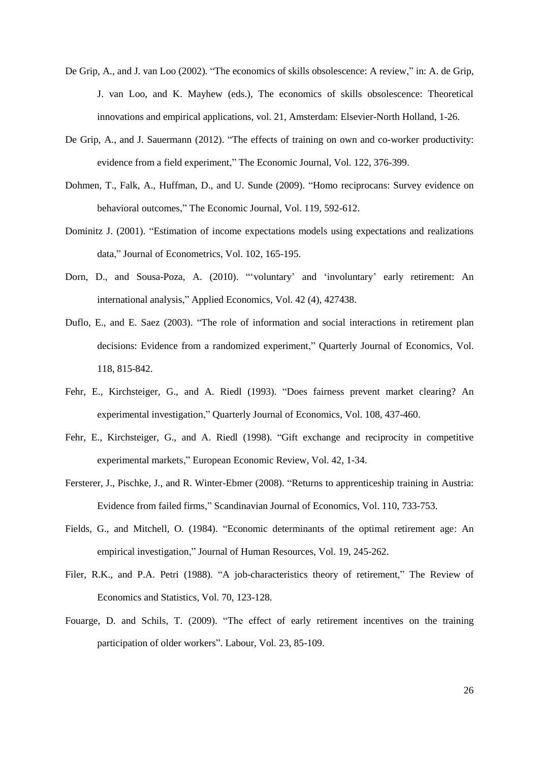De Grip, A., and J. van Loo (2002). "The economics of skills obsolescence: A review," in: A. de Grip, J. van Loo, and K. Mayhew (eds.), The economics of skills obsolescence: Theoretical innovations and empirical applications, vol. 21, Amsterdam: Elsevier-North Holland, 1-26.

De Grip, A., and J. Sauermann (2012). "The effects of training on own and co-worker productivity: evidence from a field experiment," The Economic Journal, Vol. 122, 376-399.

Dohmen, T., Falk, A., Huffman, D., and U. Sunde (2009). "Homo reciprocans: Survey evidence on behavioral outcomes," The Economic Journal, Vol. 119, 592-612.

Dominitz J. (2001). "Estimation of income expectations models using expectations and realizations data," Journal of Econometrics, Vol. 102, 165-195.

Dorn, D., and Sousa-Poza, A. (2010). "'voluntary' and 'involuntary' early retirement: An international analysis," Applied Economics, Vol. 42 (4), 427438.

Duflo, E., and E. Saez (2003). "The role of information and social interactions in retirement plan decisions: Evidence from a randomized experiment," Quarterly Journal of Economics, Vol. 118, 815-842.

Fehr, E., Kirchsteiger, G., and A. Riedl (1993). "Does fairness prevent market clearing? An experimental investigation," Quarterly Journal of Economics, Vol. 108, 437-460.

Fehr, E., Kirchsteiger, G., and A. Riedl (1998). "Gift exchange and reciprocity in competitive experimental markets," European Economic Review, Vol. 42, 1-34.

Fersterer, J., Pischke, J., and R. Winter-Ebmer (2008). "Returns to apprenticeship training in Austria: Evidence from failed firms," Scandinavian Journal of Economics, Vol. 110, 733-753.

Fields, G., and Mitchell, O. (1984). "Economic determinants of the optimal retirement age: An empirical investigation," Journal of Human Resources, Vol. 19, 245-262.

Filer, R.K., and P.A. Petri (1988). "A job-characteristics theory of retirement," The Review of Economics and Statistics, Vol. 70, 123-128.

Fouarge, D. and Schils, T. (2009). "The effect of early retirement incentives on the training participation of older workers". Labour, Vol. 23, 85-109.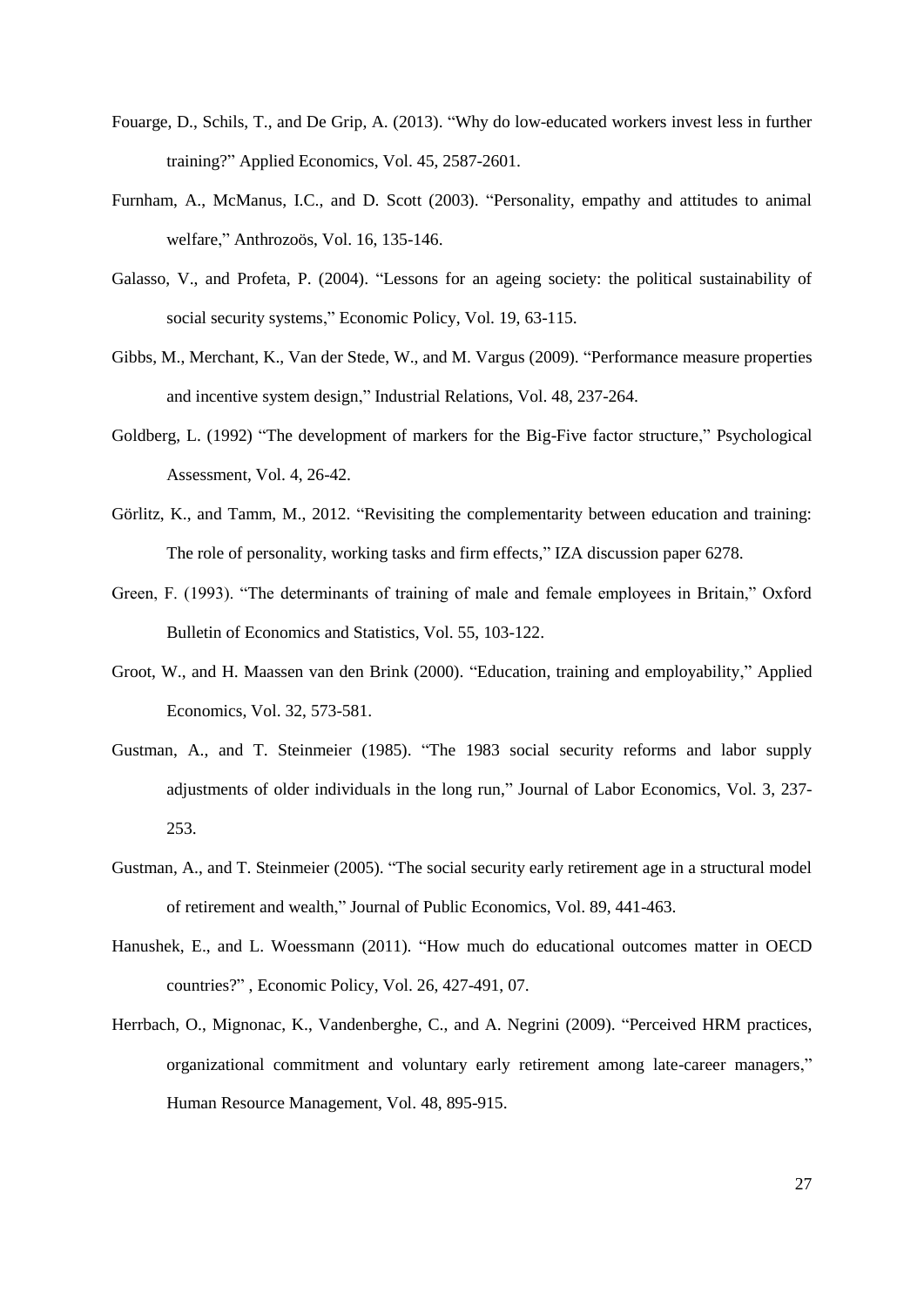Fouarge, D., Schils, T., and De Grip, A. (2013). "Why do low-educated workers invest less in further training?" Applied Economics, Vol. 45, 2587-2601.

Furnham, A., McManus, I.C., and D. Scott (2003). "Personality, empathy and attitudes to animal welfare," Anthrozoös, Vol. 16, 135-146.

Galasso, V., and Profeta, P. (2004). "Lessons for an ageing society: the political sustainability of social security systems," Economic Policy, Vol. 19, 63-115.

Gibbs, M., Merchant, K., Van der Stede, W., and M. Vargus (2009). "Performance measure properties and incentive system design," Industrial Relations, Vol. 48, 237-264.

Goldberg, L. (1992) "The development of markers for the Big-Five factor structure," Psychological Assessment, Vol. 4, 26-42.

Görlitz, K., and Tamm, M., 2012. "Revisiting the complementarity between education and training: The role of personality, working tasks and firm effects," IZA discussion paper 6278.

Green, F. (1993). "The determinants of training of male and female employees in Britain," Oxford Bulletin of Economics and Statistics, Vol. 55, 103-122.

Groot, W., and H. Maassen van den Brink (2000). "Education, training and employability," Applied Economics, Vol. 32, 573-581.

Gustman, A., and T. Steinmeier (1985). "The 1983 social security reforms and labor supply adjustments of older individuals in the long run," Journal of Labor Economics, Vol. 3, 237-253.

Gustman, A., and T. Steinmeier (2005). "The social security early retirement age in a structural model of retirement and wealth," Journal of Public Economics, Vol. 89, 441-463.

Hanushek, E., and L. Woessmann (2011). "How much do educational outcomes matter in OECD countries?" , Economic Policy, Vol. 26, 427-491, 07.

Herrbach, O., Mignonac, K., Vandenberghe, C., and A. Negrini (2009). "Perceived HRM practices, organizational commitment and voluntary early retirement among late-career managers," Human Resource Management, Vol. 48, 895-915.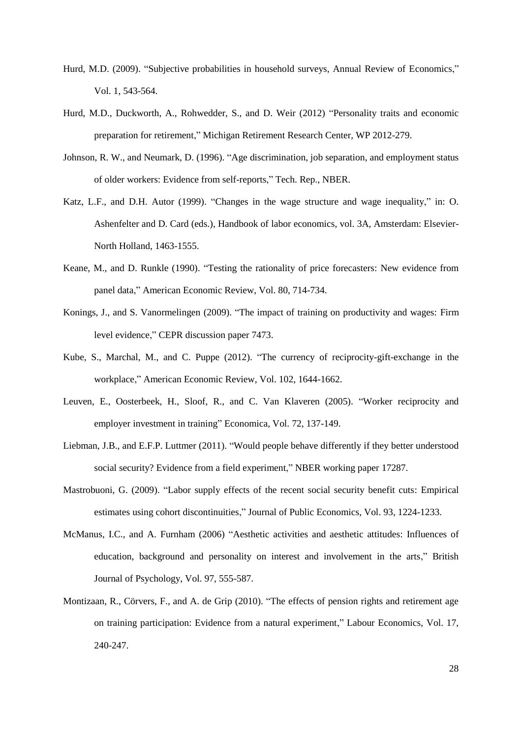Hurd, M.D. (2009). "Subjective probabilities in household surveys, Annual Review of Economics," Vol. 1, 543-564.

Hurd, M.D., Duckworth, A., Rohwedder, S., and D. Weir (2012) "Personality traits and economic preparation for retirement," Michigan Retirement Research Center, WP 2012-279.

Johnson, R. W., and Neumark, D. (1996). "Age discrimination, job separation, and employment status of older workers: Evidence from self-reports," Tech. Rep., NBER.

Katz, L.F., and D.H. Autor (1999). "Changes in the wage structure and wage inequality," in: O. Ashenfelter and D. Card (eds.), Handbook of labor economics, vol. 3A, Amsterdam: Elsevier-North Holland, 1463-1555.

Keane, M., and D. Runkle (1990). "Testing the rationality of price forecasters: New evidence from panel data," American Economic Review, Vol. 80, 714-734.

Konings, J., and S. Vanormelingen (2009). "The impact of training on productivity and wages: Firm level evidence," CEPR discussion paper 7473.

Kube, S., Marchal, M., and C. Puppe (2012). "The currency of reciprocity-gift-exchange in the workplace," American Economic Review, Vol. 102, 1644-1662.

Leuven, E., Oosterbeek, H., Sloof, R., and C. Van Klaveren (2005). "Worker reciprocity and employer investment in training" Economica, Vol. 72, 137-149.

Liebman, J.B., and E.F.P. Luttmer (2011). "Would people behave differently if they better understood social security? Evidence from a field experiment," NBER working paper 17287.

Mastrobuoni, G. (2009). "Labor supply effects of the recent social security benefit cuts: Empirical estimates using cohort discontinuities," Journal of Public Economics, Vol. 93, 1224-1233.

McManus, I.C., and A. Furnham (2006) "Aesthetic activities and aesthetic attitudes: Influences of education, background and personality on interest and involvement in the arts," British Journal of Psychology, Vol. 97, 555-587.

Montizaan, R., Cörvers, F., and A. de Grip (2010). "The effects of pension rights and retirement age on training participation: Evidence from a natural experiment," Labour Economics, Vol. 17, 240-247.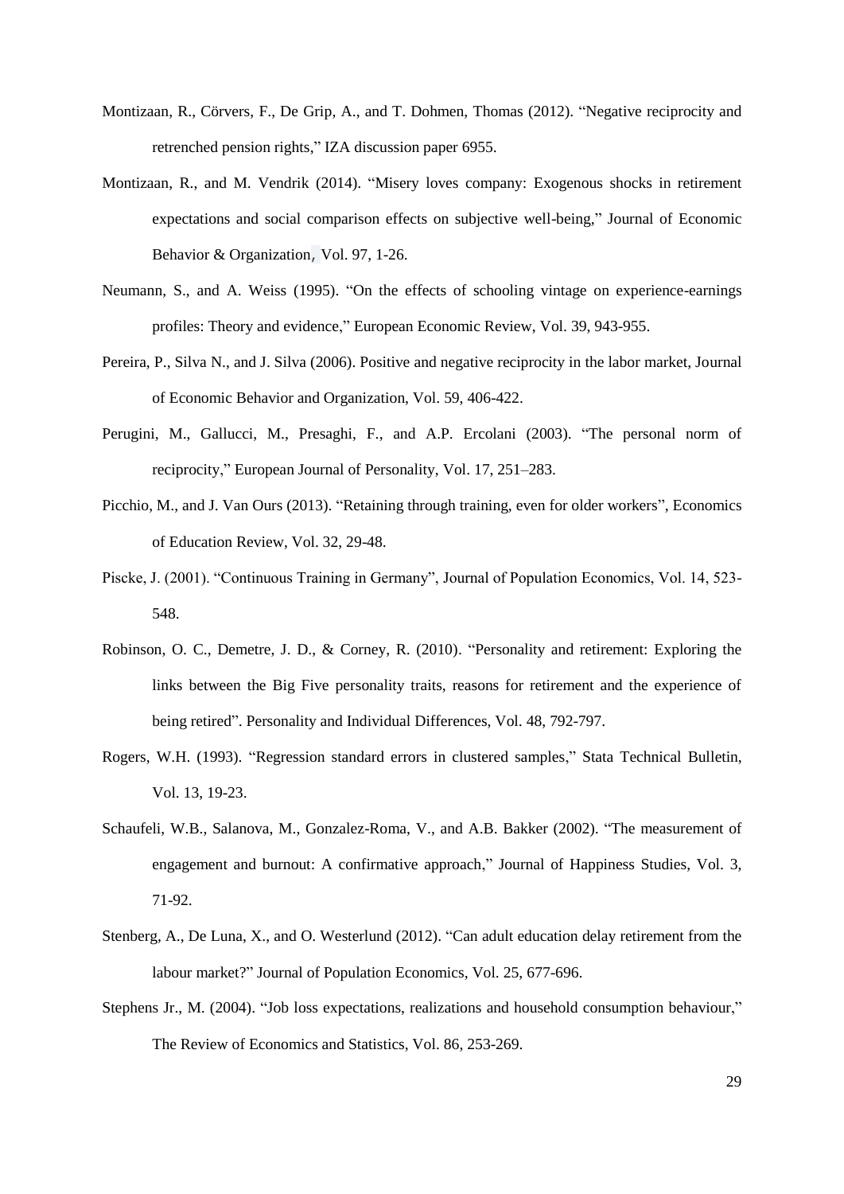Montizaan, R., Cörvers, F., De Grip, A., and T. Dohmen, Thomas (2012). "Negative reciprocity and retrenched pension rights," IZA discussion paper 6955.

Montizaan, R., and M. Vendrik (2014). "Misery loves company: Exogenous shocks in retirement expectations and social comparison effects on subjective well-being," Journal of Economic Behavior & Organization, Vol. 97, 1-26.

Neumann, S., and A. Weiss (1995). "On the effects of schooling vintage on experience-earnings profiles: Theory and evidence," European Economic Review, Vol. 39, 943-955.

Pereira, P., Silva N., and J. Silva (2006). Positive and negative reciprocity in the labor market, Journal of Economic Behavior and Organization, Vol. 59, 406-422.

Perugini, M., Gallucci, M., Presaghi, F., and A.P. Ercolani (2003). "The personal norm of reciprocity," European Journal of Personality, Vol. 17, 251–283.

Picchio, M., and J. Van Ours (2013). "Retaining through training, even for older workers", Economics of Education Review, Vol. 32, 29-48.

Piscke, J. (2001). "Continuous Training in Germany", Journal of Population Economics, Vol. 14, 523-548.

Robinson, O. C., Demetre, J. D., & Corney, R. (2010). "Personality and retirement: Exploring the links between the Big Five personality traits, reasons for retirement and the experience of being retired". Personality and Individual Differences, Vol. 48, 792-797.

Rogers, W.H. (1993). "Regression standard errors in clustered samples," Stata Technical Bulletin, Vol. 13, 19-23.

Schaufeli, W.B., Salanova, M., Gonzalez-Roma, V., and A.B. Bakker (2002). "The measurement of engagement and burnout: A confirmative approach," Journal of Happiness Studies, Vol. 3, 71-92.

Stenberg, A., De Luna, X., and O. Westerlund (2012). "Can adult education delay retirement from the labour market?" Journal of Population Economics, Vol. 25, 677-696.

Stephens Jr., M. (2004). "Job loss expectations, realizations and household consumption behaviour," The Review of Economics and Statistics, Vol. 86, 253-269.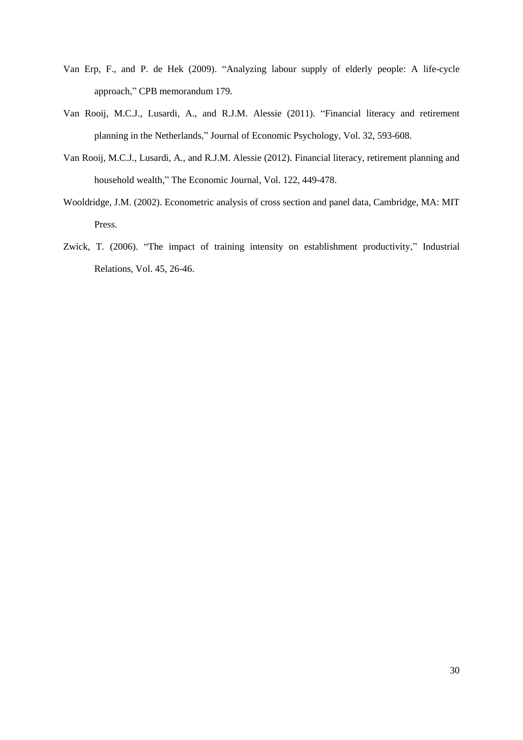Van Erp, F., and P. de Hek (2009). "Analyzing labour supply of elderly people: A life-cycle approach," CPB memorandum 179.

Van Rooij, M.C.J., Lusardi, A., and R.J.M. Alessie (2011). "Financial literacy and retirement planning in the Netherlands," Journal of Economic Psychology, Vol. 32, 593-608.

Van Rooij, M.C.J., Lusardi, A., and R.J.M. Alessie (2012). Financial literacy, retirement planning and household wealth," The Economic Journal, Vol. 122, 449-478.

Wooldridge, J.M. (2002). Econometric analysis of cross section and panel data, Cambridge, MA: MIT Press.

Zwick, T. (2006). "The impact of training intensity on establishment productivity," Industrial Relations, Vol. 45, 26-46.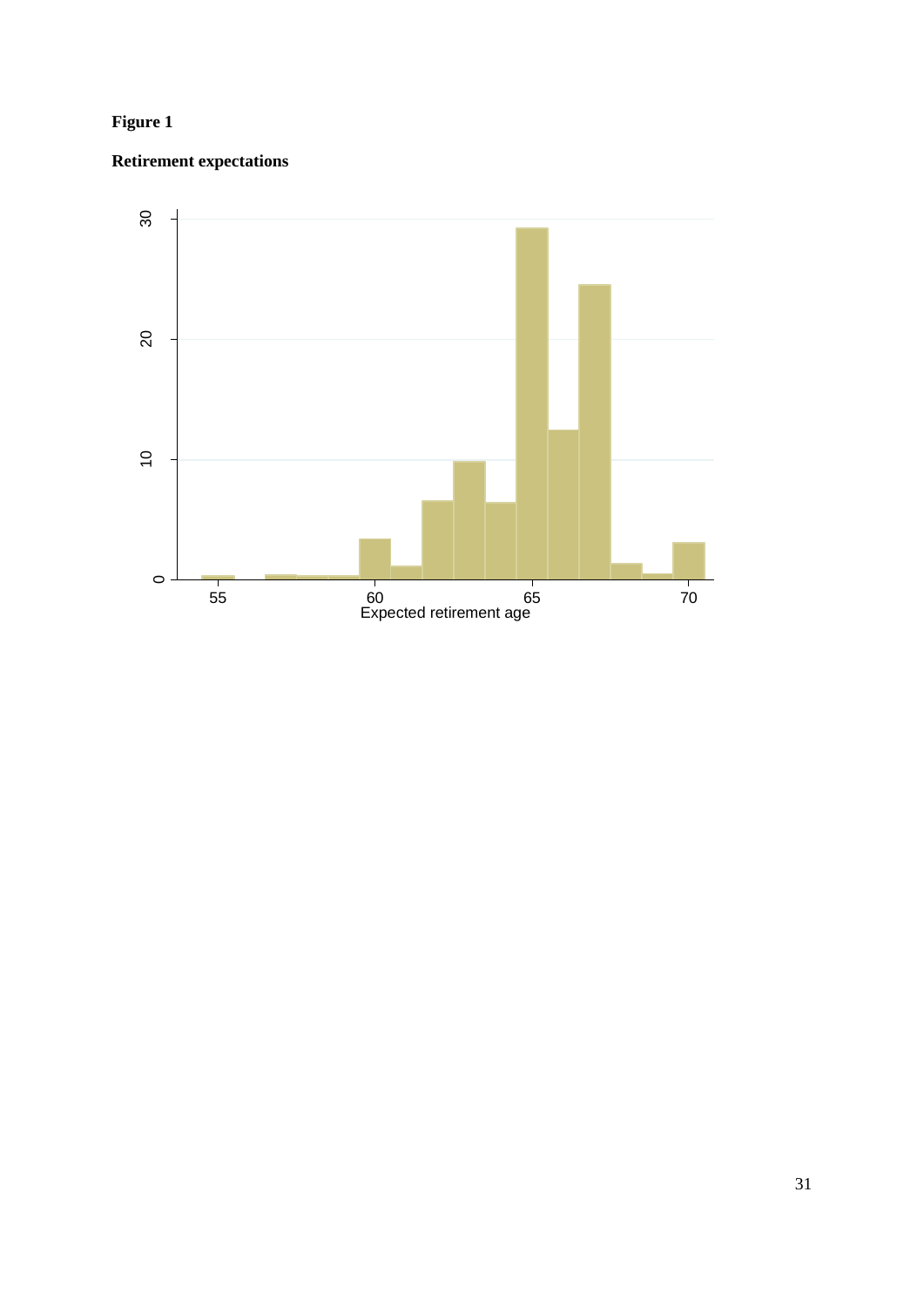**Figure 1**

**Retirement expectations**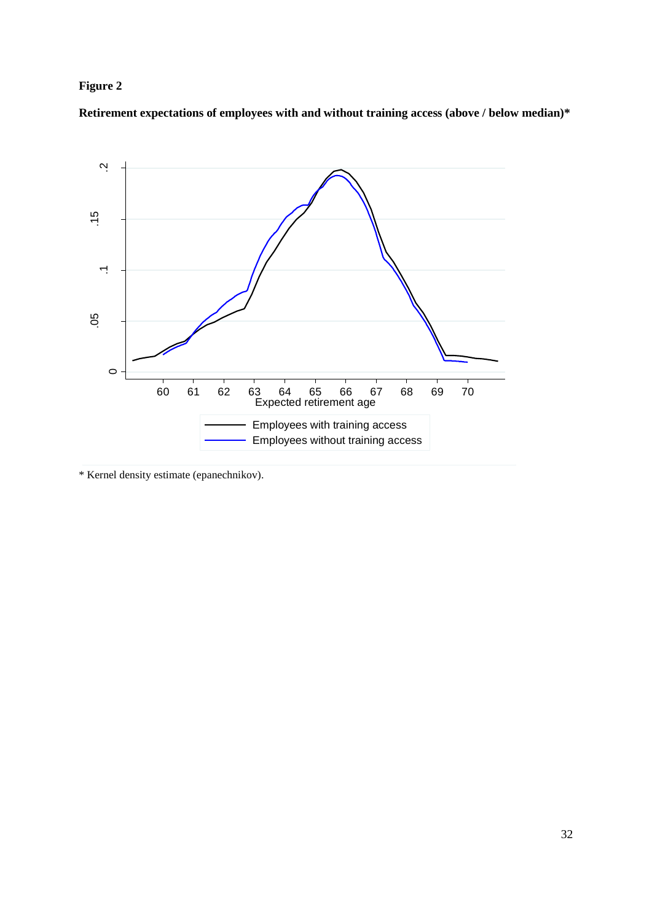**Figure 2**

**Retirement expectations of employees with and without training access (above / below median)***

* Kernel density estimate (epanechnikov).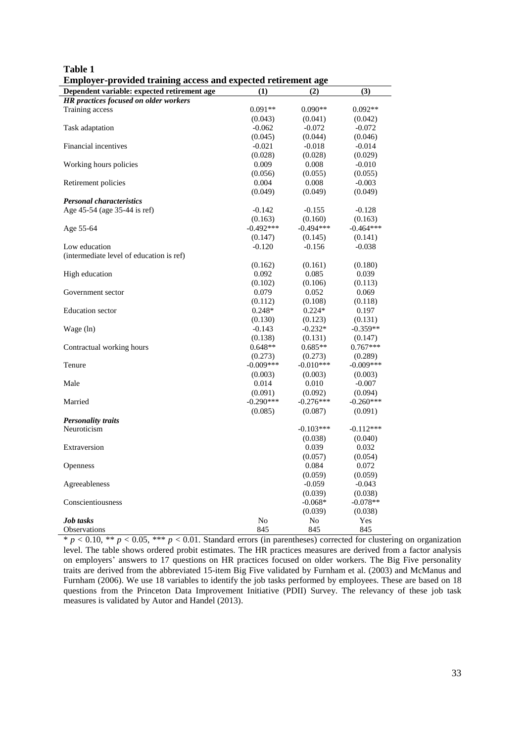**Table 1**

**Employer-provided training access and expected retirement age**

| Dependent variable: expected retirement age | (1) | (2) | (3) |
|---|---|---|---|
| ***HR practices focused on older workers*** | | | |
| Training access | 0.091** | 0.090** | 0.092** |
| | (0.043) | (0.041) | (0.042) |
| Task adaptation | -0.062 | -0.072 | -0.072 |
| | (0.045) | (0.044) | (0.046) |
| Financial incentives | -0.021 | -0.018 | -0.014 |
| | (0.028) | (0.028) | (0.029) |
| Working hours policies | 0.009 | 0.008 | -0.010 |
| | (0.056) | (0.055) | (0.055) |
| Retirement policies | 0.004 | 0.008 | -0.003 |
| | (0.049) | (0.049) | (0.049) |
| ***Personal characteristics*** | | | |
| Age 45-54 (age 35-44 is ref) | -0.142 | -0.155 | -0.128 |
| | (0.163) | (0.160) | (0.163) |
| Age 55-64 | -0.492*** | -0.494*** | -0.464*** |
| | (0.147) | (0.145) | (0.141) |
| Low education (intermediate level of education is ref) | -0.120 | -0.156 | -0.038 |
| | (0.162) | (0.161) | (0.180) |
| High education | 0.092 | 0.085 | 0.039 |
| | (0.102) | (0.106) | (0.113) |
| Government sector | 0.079 | 0.052 | 0.069 |
| | (0.112) | (0.108) | (0.118) |
| Education sector | 0.248* | 0.224* | 0.197 |
| | (0.130) | (0.123) | (0.131) |
| Wage (ln) | -0.143 | -0.232* | -0.359** |
| | (0.138) | (0.131) | (0.147) |
| Contractual working hours | 0.648** | 0.685** | 0.767*** |
| | (0.273) | (0.273) | (0.289) |
| Tenure | -0.009*** | -0.010*** | -0.009*** |
| | (0.003) | (0.003) | (0.003) |
| Male | 0.014 | 0.010 | -0.007 |
| | (0.091) | (0.092) | (0.094) |
| Married | -0.290*** | -0.276*** | -0.260*** |
| | (0.085) | (0.087) | (0.091) |
| ***Personality traits*** | | | |
| Neuroticism | | -0.103*** | -0.112*** |
| | | (0.038) | (0.040) |
| Extraversion | | 0.039 | 0.032 |
| | | (0.057) | (0.054) |
| Openness | | 0.084 | 0.072 |
| | | (0.059) | (0.059) |
| Agreeableness | | -0.059 | -0.043 |
| | | (0.039) | (0.038) |
| Conscientiousness | | -0.068* | -0.078** |
| | | (0.039) | (0.038) |
| ***Job tasks*** | No | No | Yes |
| Observations | 845 | 845 | 845 |

* $p < 0.10$, ** $p < 0.05$, *** $p < 0.01$. Standard errors (in parentheses) corrected for clustering on organization level. The table shows ordered probit estimates. The HR practices measures are derived from a factor analysis on employers' answers to 17 questions on HR practices focused on older workers. The Big Five personality traits are derived from the abbreviated 15-item Big Five validated by Furnham et al. (2003) and McManus and Furnham (2006). We use 18 variables to identify the job tasks performed by employees. These are based on 18 questions from the Princeton Data Improvement Initiative (PDII) Survey. The relevancy of these job task measures is validated by Autor and Handel (2013).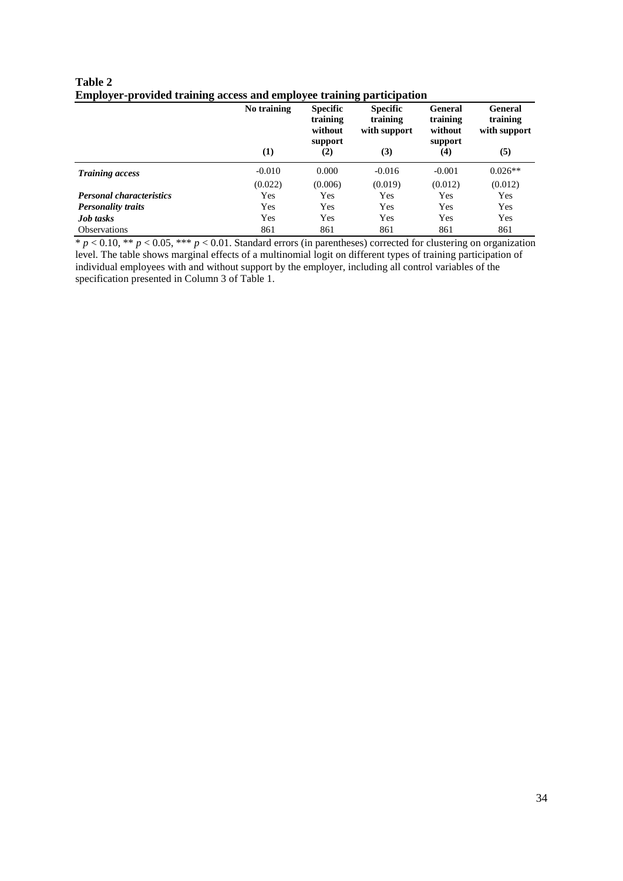**Table 2**
**Employer-provided training access and employee training participation**

| | No training | Specific training without support | Specific training with support | General training without support | General training with support |
|---|---|---|---|---|---|
| | (1) | (2) | (3) | (4) | (5) |
| ***Training access*** | -0.010 | 0.000 | -0.016 | -0.001 | 0.026** |
| | (0.022) | (0.006) | (0.019) | (0.012) | (0.012) |
| ***Personal characteristics*** | Yes | Yes | Yes | Yes | Yes |
| ***Personality traits*** | Yes | Yes | Yes | Yes | Yes |
| ***Job tasks*** | Yes | Yes | Yes | Yes | Yes |
| Observations | 861 | 861 | 861 | 861 | 861 |

* $p < 0.10$, ** $p < 0.05$, *** $p < 0.01$. Standard errors (in parentheses) corrected for clustering on organization level. The table shows marginal effects of a multinomial logit on different types of training participation of individual employees with and without support by the employer, including all control variables of the specification presented in Column 3 of Table 1.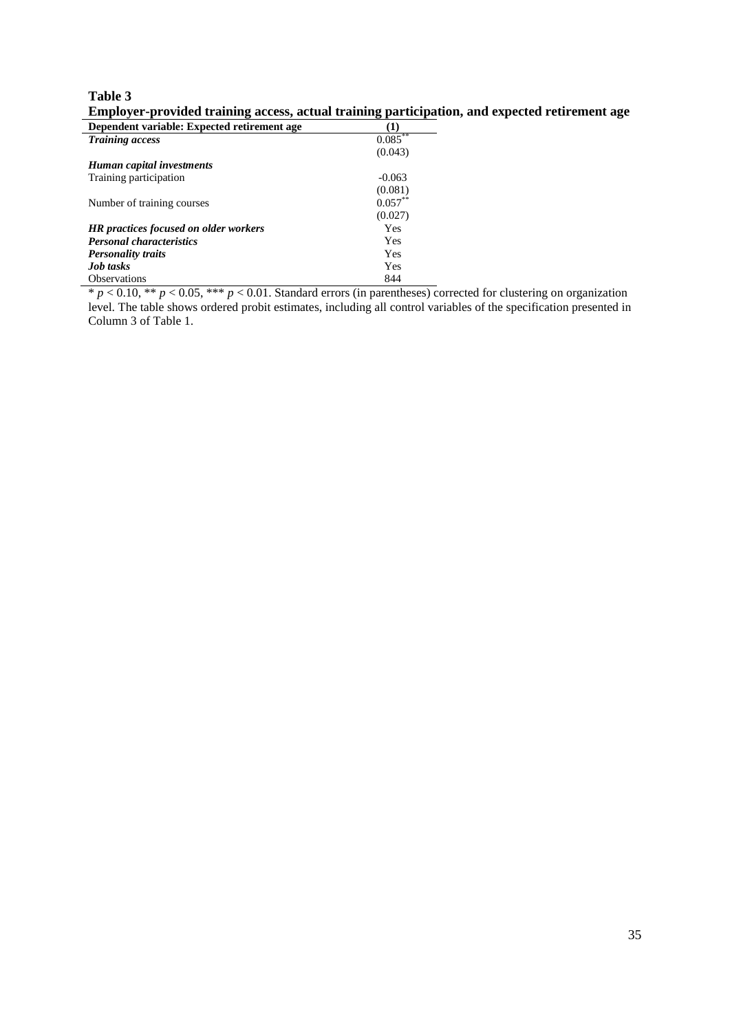**Table 3**

**Employer-provided training access, actual training participation, and expected retirement age**

| **Dependent variable: Expected retirement age** | **(1)** |
|---|---|
| ***Training access*** | 0.085** |
| | (0.043) |
| ***Human capital investments*** | |
| Training participation | -0.063 |
| | (0.081) |
| Number of training courses | 0.057** |
| | (0.027) |
| ***HR practices focused on older workers*** | Yes |
| ***Personal characteristics*** | Yes |
| ***Personality traits*** | Yes |
| ***Job tasks*** | Yes |
| Observations | 844 |

* $p < 0.10$, ** $p < 0.05$, *** $p < 0.01$. Standard errors (in parentheses) corrected for clustering on organization level. The table shows ordered probit estimates, including all control variables of the specification presented in Column 3 of Table 1.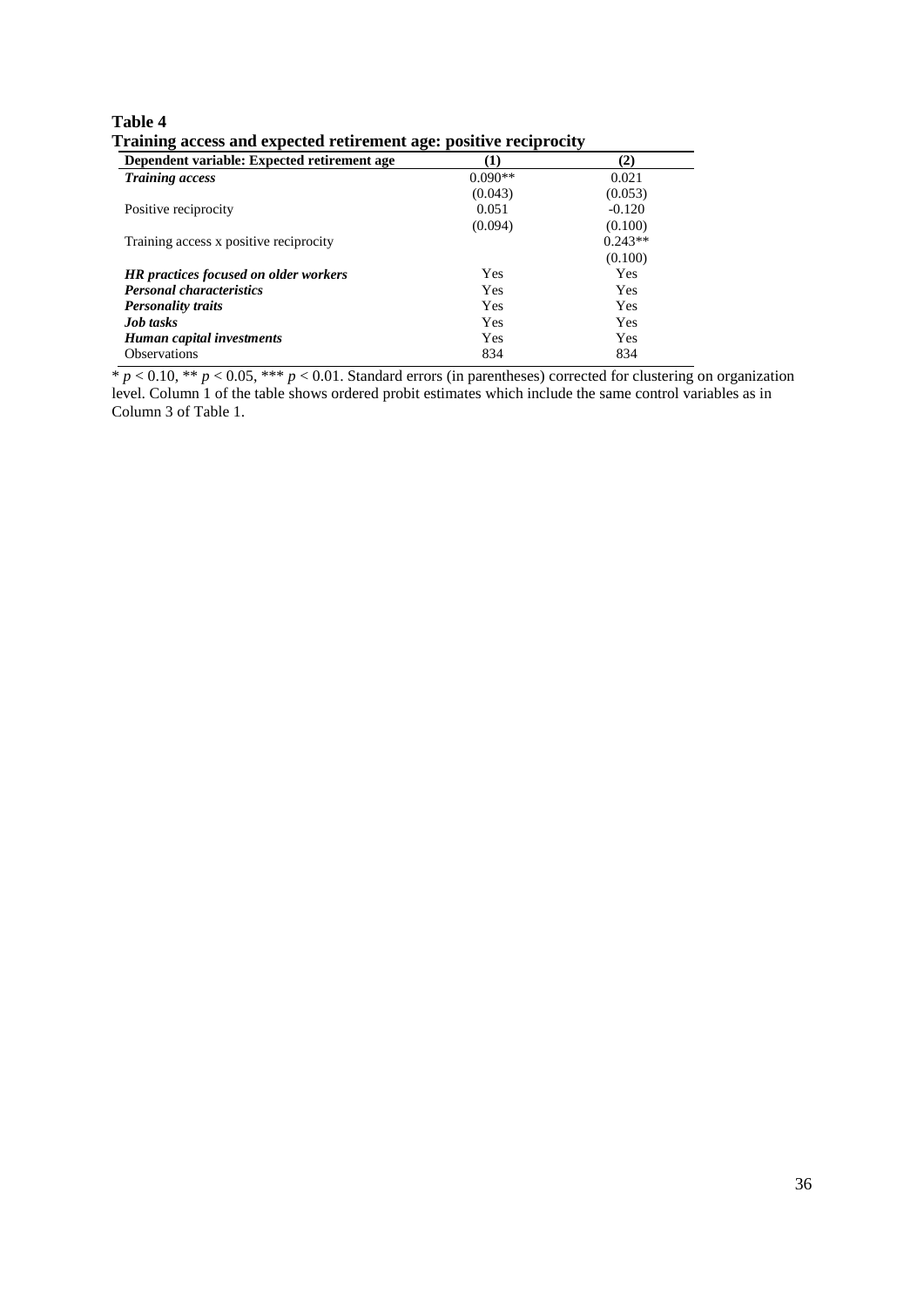**Table 4**
**Training access and expected retirement age: positive reciprocity**

| Dependent variable: Expected retirement age | (1) | (2) |
|---|---|---|
| ***Training access*** | 0.090** | 0.021 |
| | (0.043) | (0.053) |
| Positive reciprocity | 0.051 | -0.120 |
| | (0.094) | (0.100) |
| Training access x positive reciprocity | | 0.243** |
| | | (0.100) |
| ***HR practices focused on older workers*** | Yes | Yes |
| ***Personal characteristics*** | Yes | Yes |
| ***Personality traits*** | Yes | Yes |
| ***Job tasks*** | Yes | Yes |
| ***Human capital investments*** | Yes | Yes |
| Observations | 834 | 834 |

* $p < 0.10$, ** $p < 0.05$, *** $p < 0.01$. Standard errors (in parentheses) corrected for clustering on organization level. Column 1 of the table shows ordered probit estimates which include the same control variables as in Column 3 of Table 1.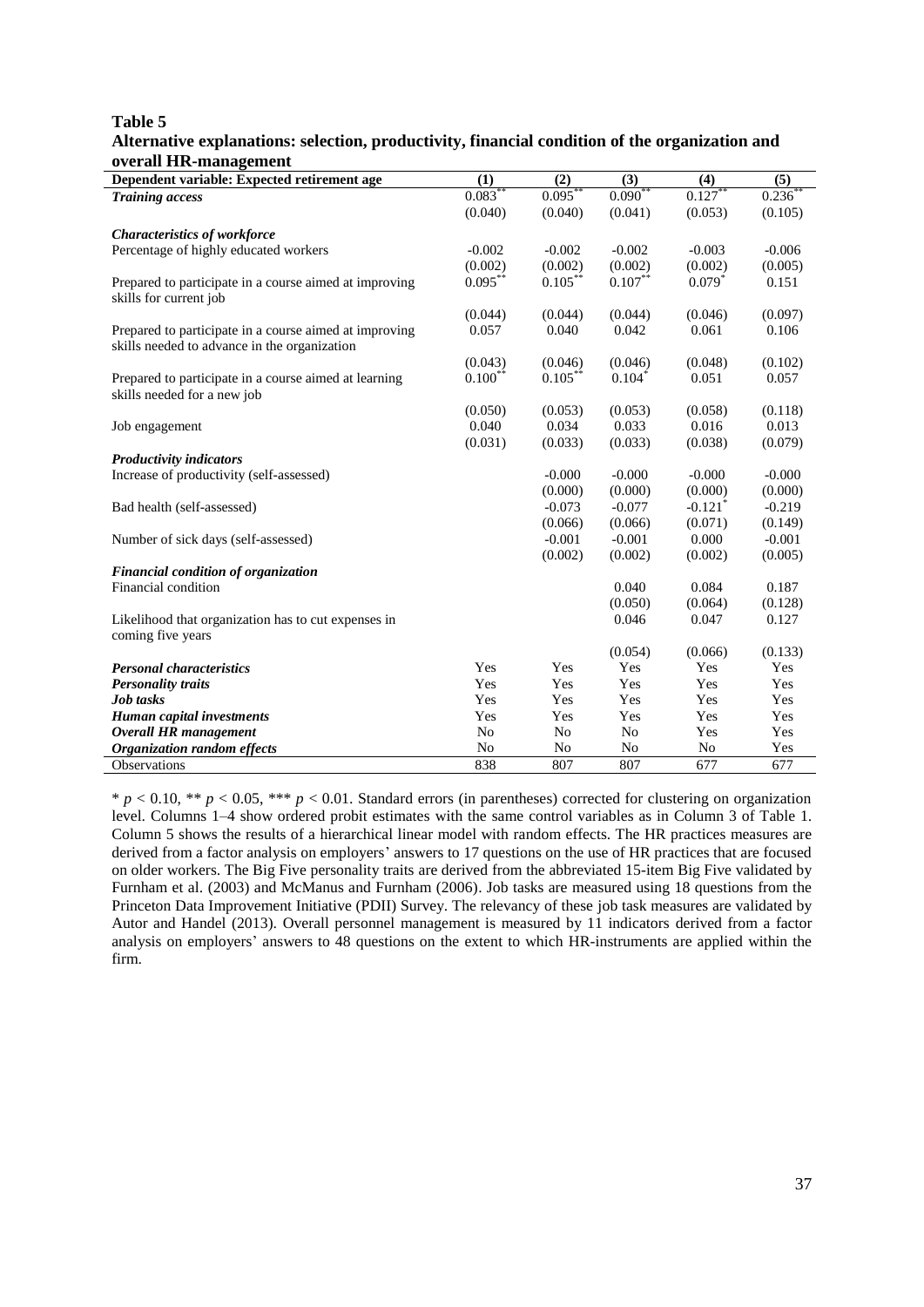**Table 5**

**Alternative explanations: selection, productivity, financial condition of the organization and overall HR-management**

| Dependent variable: Expected retirement age | (1) | (2) | (3) | (4) | (5) |
|---|---|---|---|---|---|
| ***Training access*** | 0.083** | 0.095** | 0.090** | 0.127** | 0.236** |
| | (0.040) | (0.040) | (0.041) | (0.053) | (0.105) |
| ***Characteristics of workforce*** | | | | | |
| Percentage of highly educated workers | -0.002 | -0.002 | -0.002 | -0.003 | -0.006 |
| | (0.002) | (0.002) | (0.002) | (0.002) | (0.005) |
| Prepared to participate in a course aimed at improving skills for current job | 0.095** | 0.105** | 0.107** | 0.079* | 0.151 |
| | (0.044) | (0.044) | (0.044) | (0.046) | (0.097) |
| Prepared to participate in a course aimed at improving skills needed to advance in the organization | 0.057 | 0.040 | 0.042 | 0.061 | 0.106 |
| | (0.043) | (0.046) | (0.046) | (0.048) | (0.102) |
| Prepared to participate in a course aimed at learning skills needed for a new job | 0.100** | 0.105** | 0.104* | 0.051 | 0.057 |
| | (0.050) | (0.053) | (0.053) | (0.058) | (0.118) |
| Job engagement | 0.040 | 0.034 | 0.033 | 0.016 | 0.013 |
| | (0.031) | (0.033) | (0.033) | (0.038) | (0.079) |
| ***Productivity indicators*** | | | | | |
| Increase of productivity (self-assessed) | | -0.000 | -0.000 | -0.000 | -0.000 |
| | | (0.000) | (0.000) | (0.000) | (0.000) |
| Bad health (self-assessed) | | -0.073 | -0.077 | -0.121* | -0.219 |
| | | (0.066) | (0.066) | (0.071) | (0.149) |
| Number of sick days (self-assessed) | | -0.001 | -0.001 | 0.000 | -0.001 |
| | | (0.002) | (0.002) | (0.002) | (0.005) |
| ***Financial condition of organization*** | | | | | |
| Financial condition | | | 0.040 | 0.084 | 0.187 |
| | | | (0.050) | (0.064) | (0.128) |
| Likelihood that organization has to cut expenses in coming five years | | | 0.046 | 0.047 | 0.127 |
| | | | (0.054) | (0.066) | (0.133) |
| ***Personal characteristics*** | Yes | Yes | Yes | Yes | Yes |
| ***Personality traits*** | Yes | Yes | Yes | Yes | Yes |
| ***Job tasks*** | Yes | Yes | Yes | Yes | Yes |
| ***Human capital investments*** | Yes | Yes | Yes | Yes | Yes |
| ***Overall HR management*** | No | No | No | Yes | Yes |
| ***Organization random effects*** | No | No | No | No | Yes |
| Observations | 838 | 807 | 807 | 677 | 677 |

\* $p < 0.10$, \*\* $p < 0.05$, \*\*\* $p < 0.01$. Standard errors (in parentheses) corrected for clustering on organization level. Columns 1–4 show ordered probit estimates with the same control variables as in Column 3 of Table 1. Column 5 shows the results of a hierarchical linear model with random effects. The HR practices measures are derived from a factor analysis on employers' answers to 17 questions on the use of HR practices that are focused on older workers. The Big Five personality traits are derived from the abbreviated 15-item Big Five validated by Furnham et al. (2003) and McManus and Furnham (2006). Job tasks are measured using 18 questions from the Princeton Data Improvement Initiative (PDII) Survey. The relevancy of these job task measures are validated by Autor and Handel (2013). Overall personnel management is measured by 11 indicators derived from a factor analysis on employers' answers to 48 questions on the extent to which HR-instruments are applied within the firm.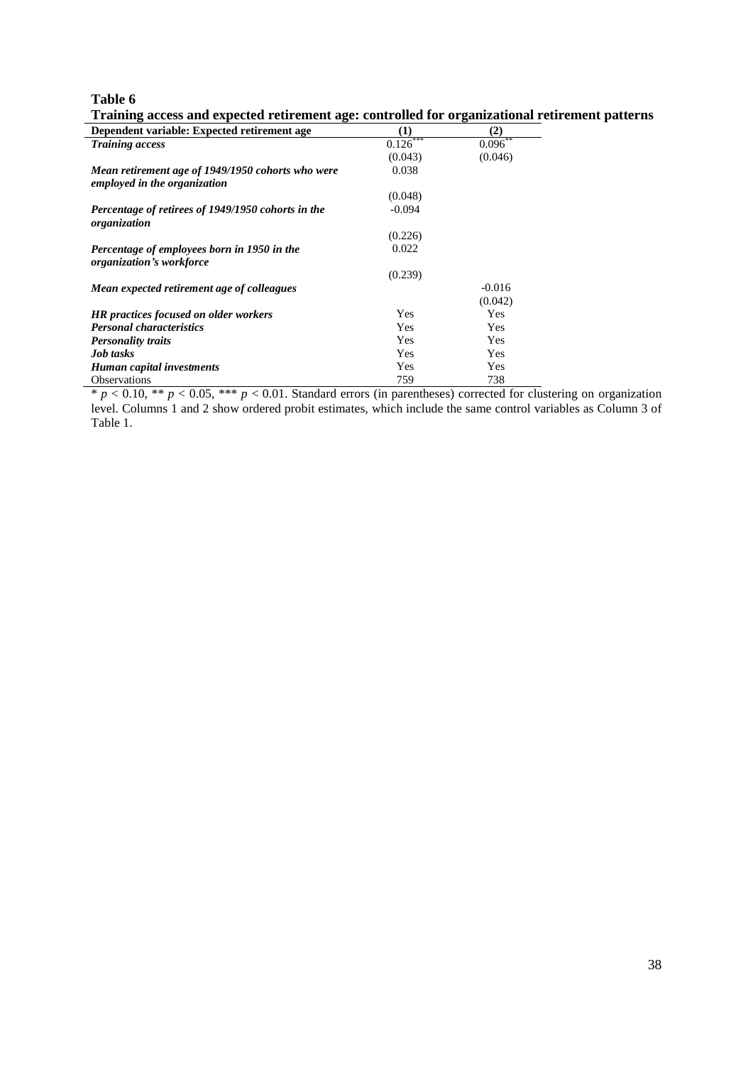**Table 6**

**Training access and expected retirement age: controlled for organizational retirement patterns**

| Dependent variable: Expected retirement age | (1) | (2) |
|---|---|---|
| ***Training access*** | 0.126*** | 0.096** |
| | (0.043) | (0.046) |
| ***Mean retirement age of 1949/1950 cohorts who were employed in the organization*** | 0.038 | |
| | (0.048) | |
| ***Percentage of retirees of 1949/1950 cohorts in the organization*** | -0.094 | |
| | (0.226) | |
| ***Percentage of employees born in 1950 in the organization's workforce*** | 0.022 | |
| | (0.239) | |
| ***Mean expected retirement age of colleagues*** | | -0.016 |
| | | (0.042) |
| ***HR practices focused on older workers*** | Yes | Yes |
| ***Personal characteristics*** | Yes | Yes |
| ***Personality traits*** | Yes | Yes |
| ***Job tasks*** | Yes | Yes |
| ***Human capital investments*** | Yes | Yes |
| Observations | 759 | 738 |

* $p < 0.10$, ** $p < 0.05$, *** $p < 0.01$. Standard errors (in parentheses) corrected for clustering on organization level. Columns 1 and 2 show ordered probit estimates, which include the same control variables as Column 3 of Table 1.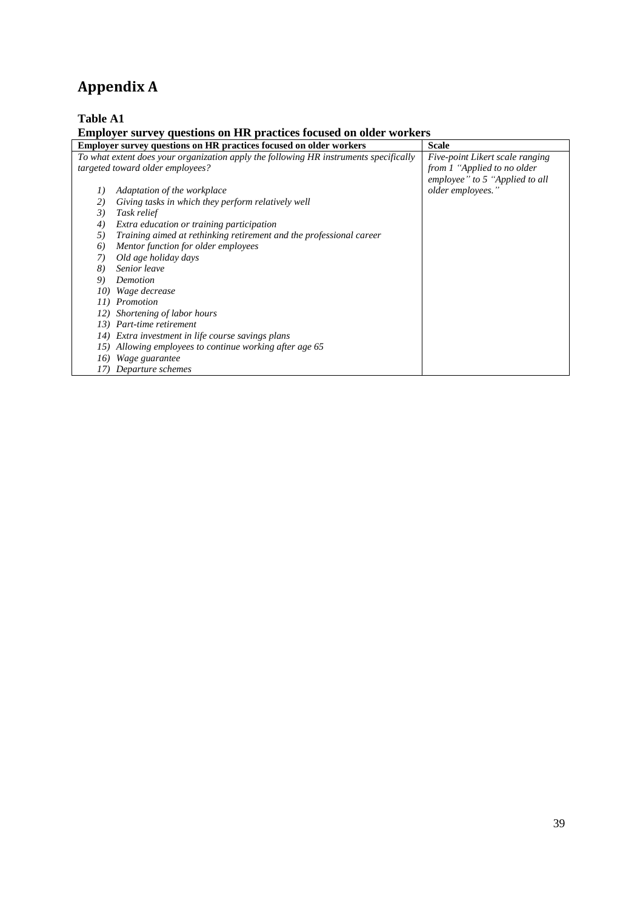# Appendix A

**Table A1**

**Employer survey questions on HR practices focused on older workers**

| Employer survey questions on HR practices focused on older workers | Scale |
|---|---|
| *To what extent does your organization apply the following HR instruments specifically targeted toward older employees?*<br><br>*1) Adaptation of the workplace*<br>*2) Giving tasks in which they perform relatively well*<br>*3) Task relief*<br>*4) Extra education or training participation*<br>*5) Training aimed at rethinking retirement and the professional career*<br>*6) Mentor function for older employees*<br>*7) Old age holiday days*<br>*8) Senior leave*<br>*9) Demotion*<br>*10) Wage decrease*<br>*11) Promotion*<br>*12) Shortening of labor hours*<br>*13) Part-time retirement*<br>*14) Extra investment in life course savings plans*<br>*15) Allowing employees to continue working after age 65*<br>*16) Wage guarantee*<br>*17) Departure schemes* | *Five-point Likert scale ranging from 1 "Applied to no older employee" to 5 "Applied to all older employees."* |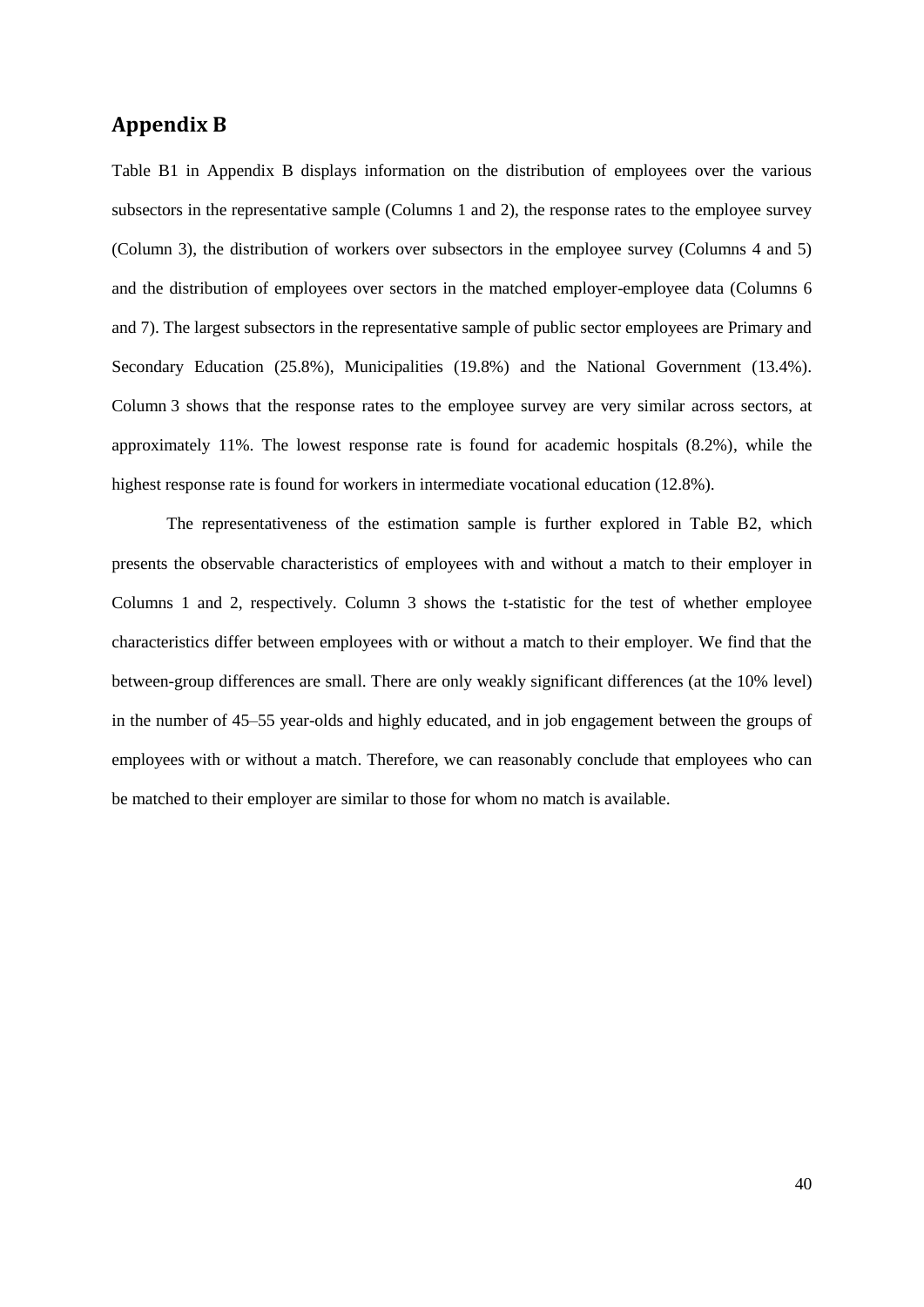## Appendix B

Table B1 in Appendix B displays information on the distribution of employees over the various subsectors in the representative sample (Columns 1 and 2), the response rates to the employee survey (Column 3), the distribution of workers over subsectors in the employee survey (Columns 4 and 5) and the distribution of employees over sectors in the matched employer-employee data (Columns 6 and 7). The largest subsectors in the representative sample of public sector employees are Primary and Secondary Education (25.8%), Municipalities (19.8%) and the National Government (13.4%). Column 3 shows that the response rates to the employee survey are very similar across sectors, at approximately 11%. The lowest response rate is found for academic hospitals (8.2%), while the highest response rate is found for workers in intermediate vocational education (12.8%).

The representativeness of the estimation sample is further explored in Table B2, which presents the observable characteristics of employees with and without a match to their employer in Columns 1 and 2, respectively. Column 3 shows the t-statistic for the test of whether employee characteristics differ between employees with or without a match to their employer. We find that the between-group differences are small. There are only weakly significant differences (at the 10% level) in the number of 45–55 year-olds and highly educated, and in job engagement between the groups of employees with or without a match. Therefore, we can reasonably conclude that employees who can be matched to their employer are similar to those for whom no match is available.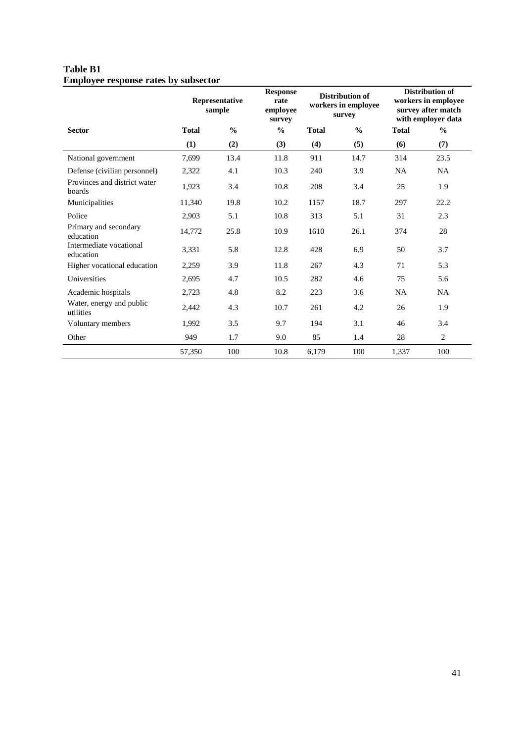**Table B1**
**Employee response rates by subsector**

| | Representative sample | | Response rate employee survey | Distribution of workers in employee survey | | Distribution of workers in employee survey after match with employer data | |
|---|---|---|---|---|---|---|---|
| **Sector** | **Total** | **%** | **%** | **Total** | **%** | **Total** | **%** |
| | **(1)** | **(2)** | **(3)** | **(4)** | **(5)** | **(6)** | **(7)** |
| National government | 7,699 | 13.4 | 11.8 | 911 | 14.7 | 314 | 23.5 |
| Defense (civilian personnel) | 2,322 | 4.1 | 10.3 | 240 | 3.9 | NA | NA |
| Provinces and district water boards | 1,923 | 3.4 | 10.8 | 208 | 3.4 | 25 | 1.9 |
| Municipalities | 11,340 | 19.8 | 10.2 | 1157 | 18.7 | 297 | 22.2 |
| Police | 2,903 | 5.1 | 10.8 | 313 | 5.1 | 31 | 2.3 |
| Primary and secondary education | 14,772 | 25.8 | 10.9 | 1610 | 26.1 | 374 | 28 |
| Intermediate vocational education | 3,331 | 5.8 | 12.8 | 428 | 6.9 | 50 | 3.7 |
| Higher vocational education | 2,259 | 3.9 | 11.8 | 267 | 4.3 | 71 | 5.3 |
| Universities | 2,695 | 4.7 | 10.5 | 282 | 4.6 | 75 | 5.6 |
| Academic hospitals | 2,723 | 4.8 | 8.2 | 223 | 3.6 | NA | NA |
| Water, energy and public utilities | 2,442 | 4.3 | 10.7 | 261 | 4.2 | 26 | 1.9 |
| Voluntary members | 1,992 | 3.5 | 9.7 | 194 | 3.1 | 46 | 3.4 |
| Other | 949 | 1.7 | 9.0 | 85 | 1.4 | 28 | 2 |
| | 57,350 | 100 | 10.8 | 6,179 | 100 | 1,337 | 100 |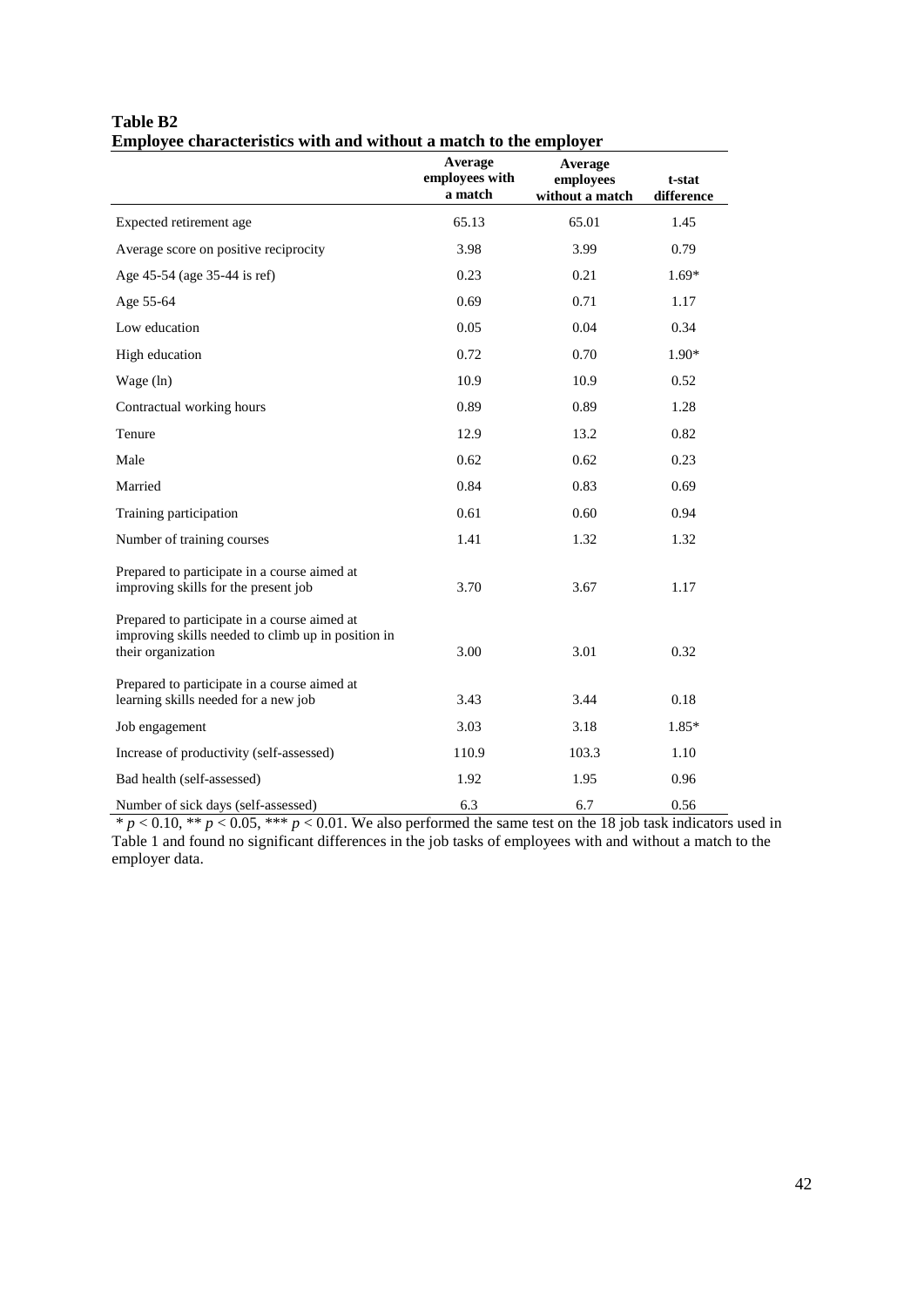**Table B2**
**Employee characteristics with and without a match to the employer**

| | Average employees with a match | Average employees without a match | t-stat difference |
|---|---|---|---|
| Expected retirement age | 65.13 | 65.01 | 1.45 |
| Average score on positive reciprocity | 3.98 | 3.99 | 0.79 |
| Age 45-54 (age 35-44 is ref) | 0.23 | 0.21 | 1.69* |
| Age 55-64 | 0.69 | 0.71 | 1.17 |
| Low education | 0.05 | 0.04 | 0.34 |
| High education | 0.72 | 0.70 | 1.90* |
| Wage (ln) | 10.9 | 10.9 | 0.52 |
| Contractual working hours | 0.89 | 0.89 | 1.28 |
| Tenure | 12.9 | 13.2 | 0.82 |
| Male | 0.62 | 0.62 | 0.23 |
| Married | 0.84 | 0.83 | 0.69 |
| Training participation | 0.61 | 0.60 | 0.94 |
| Number of training courses | 1.41 | 1.32 | 1.32 |
| Prepared to participate in a course aimed at improving skills for the present job | 3.70 | 3.67 | 1.17 |
| Prepared to participate in a course aimed at improving skills needed to climb up in position in their organization | 3.00 | 3.01 | 0.32 |
| Prepared to participate in a course aimed at learning skills needed for a new job | 3.43 | 3.44 | 0.18 |
| Job engagement | 3.03 | 3.18 | 1.85* |
| Increase of productivity (self-assessed) | 110.9 | 103.3 | 1.10 |
| Bad health (self-assessed) | 1.92 | 1.95 | 0.96 |
| Number of sick days (self-assessed) | 6.3 | 6.7 | 0.56 |

* $p < 0.10$, ** $p < 0.05$, *** $p < 0.01$. We also performed the same test on the 18 job task indicators used in Table 1 and found no significant differences in the job tasks of employees with and without a match to the employer data.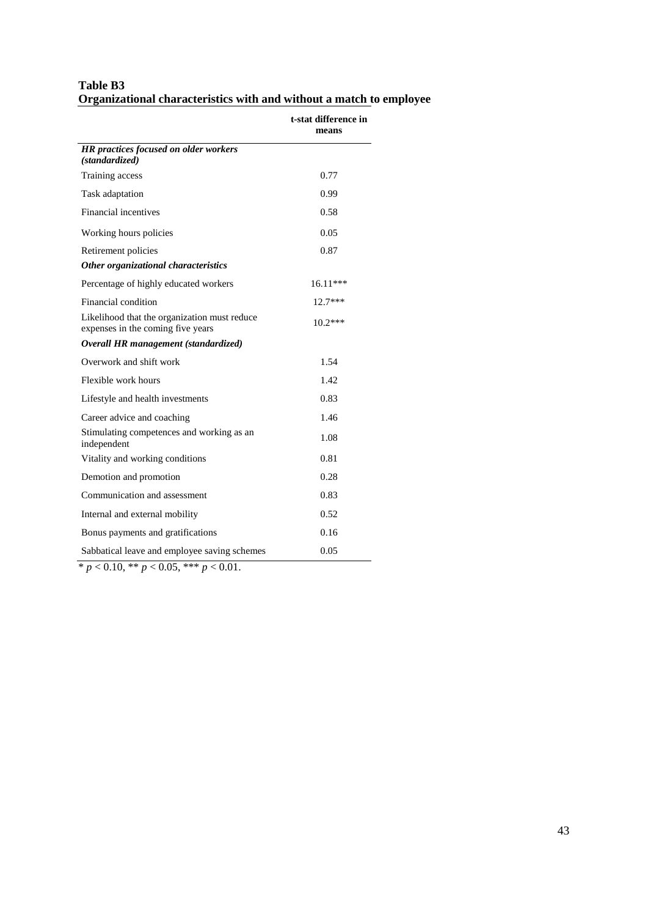**Table B3**
**Organizational characteristics with and without a match to employee**

| | t-stat difference in means |
|---|---|
| ***HR practices focused on older workers (standardized)*** | |
| Training access | 0.77 |
| Task adaptation | 0.99 |
| Financial incentives | 0.58 |
| Working hours policies | 0.05 |
| Retirement policies | 0.87 |
| ***Other organizational characteristics*** | |
| Percentage of highly educated workers | 16.11*** |
| Financial condition | 12.7*** |
| Likelihood that the organization must reduce expenses in the coming five years | 10.2*** |
| ***Overall HR management (standardized)*** | |
| Overwork and shift work | 1.54 |
| Flexible work hours | 1.42 |
| Lifestyle and health investments | 0.83 |
| Career advice and coaching | 1.46 |
| Stimulating competences and working as an independent | 1.08 |
| Vitality and working conditions | 0.81 |
| Demotion and promotion | 0.28 |
| Communication and assessment | 0.83 |
| Internal and external mobility | 0.52 |
| Bonus payments and gratifications | 0.16 |
| Sabbatical leave and employee saving schemes | 0.05 |

* $p < 0.10$, ** $p < 0.05$, *** $p < 0.01$.